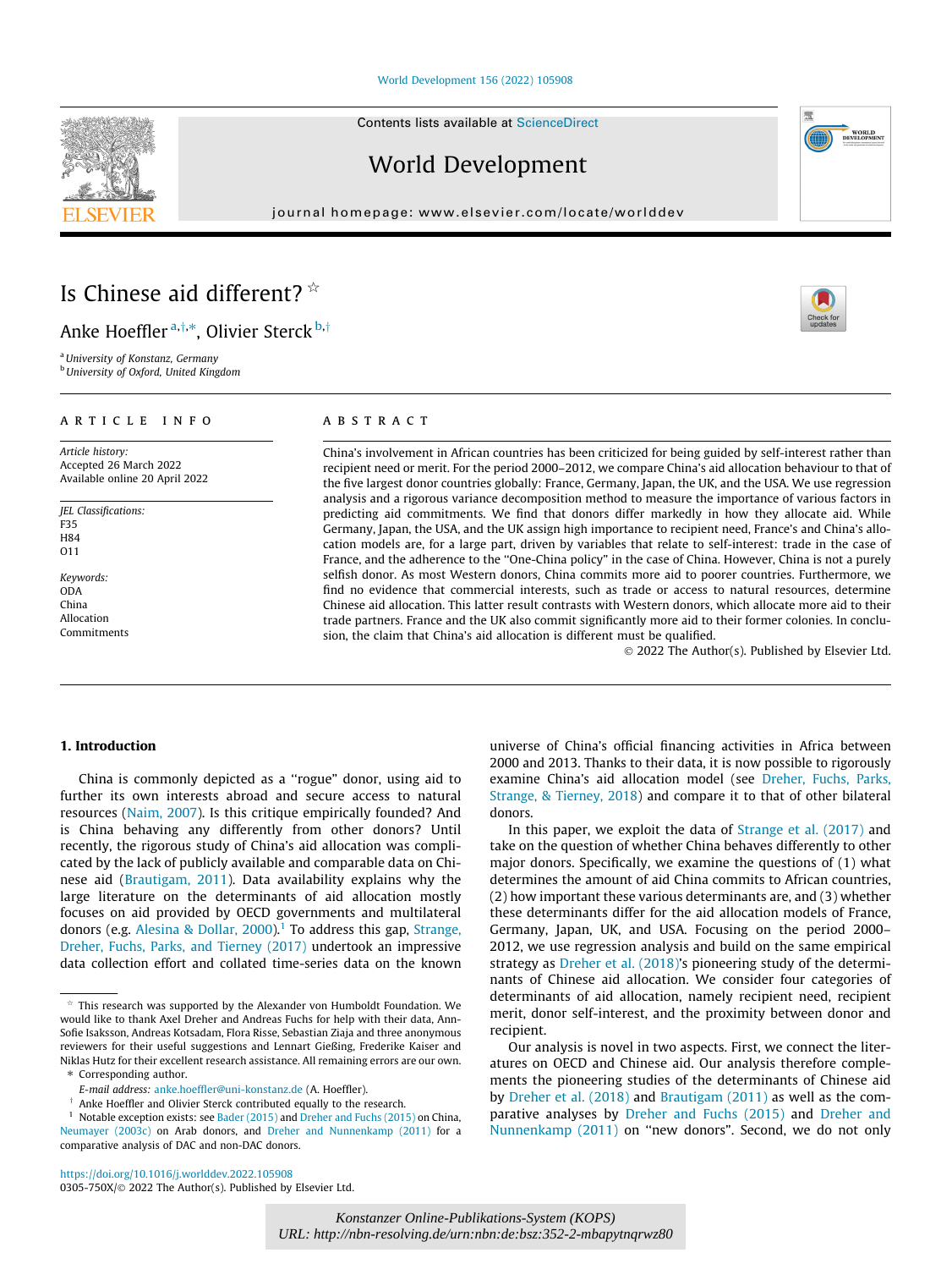# Is Chinese aid different?[☆]

Anke Hoeffler[a,†,*], Olivier Sterck[b,†]

[a] University of Konstanz, Germany
[b] University of Oxford, United Kingdom

ARTICLE INFO

*Article history:*
Accepted 26 March 2022
Available online 20 April 2022

*JEL Classifications:*
F35
H84
O11

*Keywords:*
ODA
China
Allocation
Commitments

ABSTRACT

China's involvement in African countries has been criticized for being guided by self-interest rather than recipient need or merit. For the period 2000–2012, we compare China's aid allocation behaviour to that of the five largest donor countries globally: France, Germany, Japan, the UK, and the USA. We use regression analysis and a rigorous variance decomposition method to measure the importance of various factors in predicting aid commitments. We find that donors differ markedly in how they allocate aid. While Germany, Japan, the USA, and the UK assign high importance to recipient need, France's and China's allocation models are, for a large part, driven by variables that relate to self-interest: trade in the case of France, and the adherence to the "One-China policy" in the case of China. However, China is not a purely selfish donor. As most Western donors, China commits more aid to poorer countries. Furthermore, we find no evidence that commercial interests, such as trade or access to natural resources, determine Chinese aid allocation. This latter result contrasts with Western donors, which allocate more aid to their trade partners. France and the UK also commit significantly more aid to their former colonies. In conclusion, the claim that China's aid allocation is different must be qualified.

© 2022 The Author(s). Published by Elsevier Ltd.

## 1. Introduction

China is commonly depicted as a "rogue" donor, using aid to further its own interests abroad and secure access to natural resources (Naim, 2007). Is this critique empirically founded? And is China behaving any differently from other donors? Until recently, the rigorous study of China's aid allocation was complicated by the lack of publicly available and comparable data on Chinese aid (Brautigam, 2011). Data availability explains why the large literature on the determinants of aid allocation mostly focuses on aid provided by OECD governments and multilateral donors (e.g. Alesina & Dollar, 2000).[1] To address this gap, Strange, Dreher, Fuchs, Parks, and Tierney (2017) undertook an impressive data collection effort and collated time-series data on the known universe of China's official financing activities in Africa between 2000 and 2013. Thanks to their data, it is now possible to rigorously examine China's aid allocation model (see Dreher, Fuchs, Parks, Strange, & Tierney, 2018) and compare it to that of other bilateral donors.

In this paper, we exploit the data of Strange et al. (2017) and take on the question of whether China behaves differently to other major donors. Specifically, we examine the questions of (1) what determines the amount of aid China commits to African countries, (2) how important these various determinants are, and (3) whether these determinants differ for the aid allocation models of France, Germany, Japan, UK, and USA. Focusing on the period 2000–2012, we use regression analysis and build on the same empirical strategy as Dreher et al. (2018)'s pioneering study of the determinants of Chinese aid allocation. We consider four categories of determinants of aid allocation, namely recipient need, recipient merit, donor self-interest, and the proximity between donor and recipient.

Our analysis is novel in two aspects. First, we connect the literatures on OECD and Chinese aid. Our analysis therefore complements the pioneering studies of the determinants of Chinese aid by Dreher et al. (2018) and Brautigam (2011) as well as the comparative analyses by Dreher and Fuchs (2015) and Dreher and Nunnenkamp (2011) on "new donors". Second, we do not only

---

[☆] This research was supported by the Alexander von Humboldt Foundation. We would like to thank Axel Dreher and Andreas Fuchs for help with their data, Ann-Sofie Isaksson, Andreas Kotsadam, Flora Risse, Sebastian Ziaja and three anonymous reviewers for their useful suggestions and Lennart Gießing, Frederike Kaiser and Niklas Hutz for their excellent research assistance. All remaining errors are our own.

[*] Corresponding author.

*E-mail address:* anke.hoeffler@uni-konstanz.de (A. Hoeffler).

[†] Anke Hoeffler and Olivier Sterck contributed equally to the research.

[1] Notable exception exists: see Bader (2015) and Dreher and Fuchs (2015) on China, Neumayer (2003c) on Arab donors, and Dreher and Nunnenkamp (2011) for a comparative analysis of DAC and non-DAC donors.

https://doi.org/10.1016/j.worlddev.2022.105908
0305-750X/© 2022 The Author(s). Published by Elsevier Ltd.

*Konstanzer Online-Publikations-System (KOPS)*
*URL: http://nbn-resolving.de/urn:nbn:de:bsz:352-2-mbapytnqrwz80*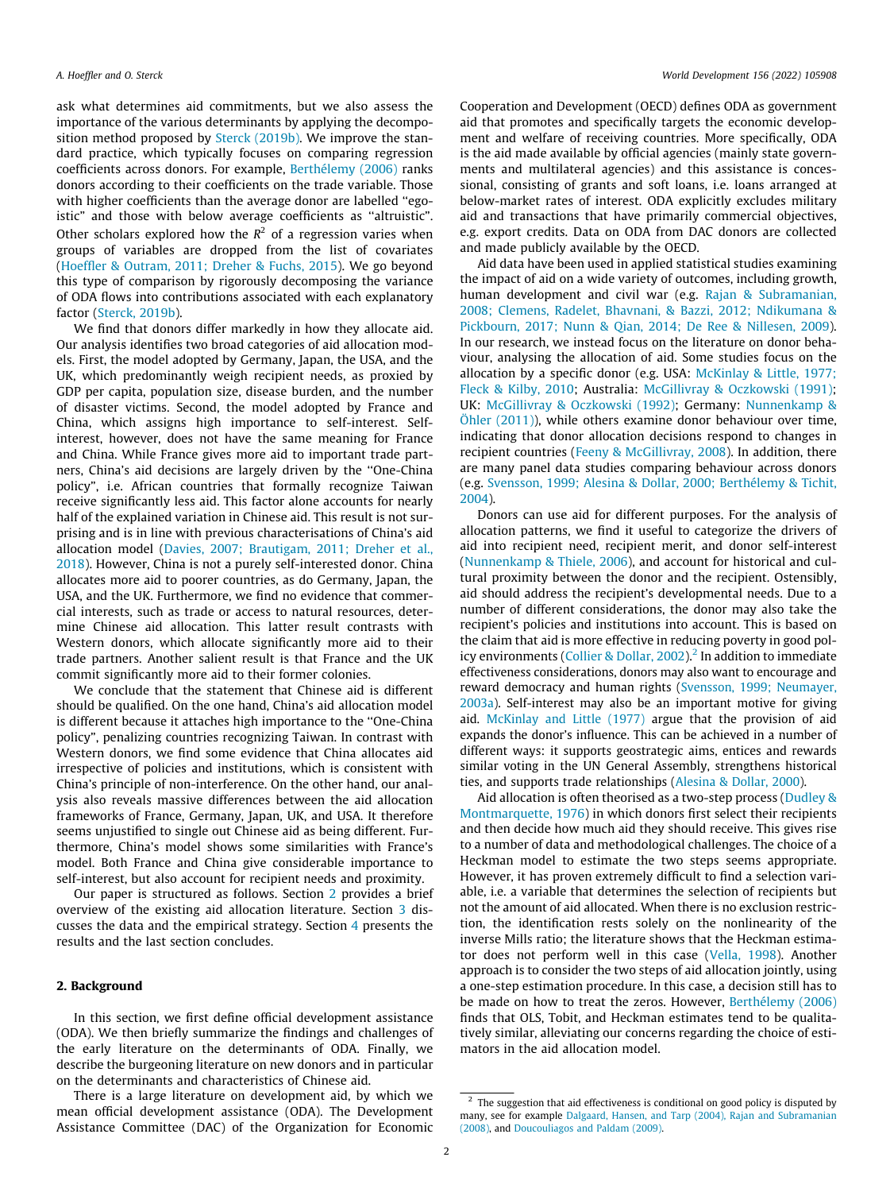ask what determines aid commitments, but we also assess the importance of the various determinants by applying the decomposition method proposed by Sterck (2019b). We improve the standard practice, which typically focuses on comparing regression coefficients across donors. For example, Berthélemy (2006) ranks donors according to their coefficients on the trade variable. Those with higher coefficients than the average donor are labelled "egoistic" and those with below average coefficients as "altruistic". Other scholars explored how the $R^2$ of a regression varies when groups of variables are dropped from the list of covariates (Hoeffler & Outram, 2011; Dreher & Fuchs, 2015). We go beyond this type of comparison by rigorously decomposing the variance of ODA flows into contributions associated with each explanatory factor (Sterck, 2019b).

We find that donors differ markedly in how they allocate aid. Our analysis identifies two broad categories of aid allocation models. First, the model adopted by Germany, Japan, the USA, and the UK, which predominantly weigh recipient needs, as proxied by GDP per capita, population size, disease burden, and the number of disaster victims. Second, the model adopted by France and China, which assigns high importance to self-interest. Self-interest, however, does not have the same meaning for France and China. While France gives more aid to important trade partners, China's aid decisions are largely driven by the "One-China policy", i.e. African countries that formally recognize Taiwan receive significantly less aid. This factor alone accounts for nearly half of the explained variation in Chinese aid. This result is not surprising and is in line with previous characterisations of China's aid allocation model (Davies, 2007; Brautigam, 2011; Dreher et al., 2018). However, China is not a purely self-interested donor. China allocates more aid to poorer countries, as do Germany, Japan, the USA, and the UK. Furthermore, we find no evidence that commercial interests, such as trade or access to natural resources, determine Chinese aid allocation. This latter result contrasts with Western donors, which allocate significantly more aid to their trade partners. Another salient result is that France and the UK commit significantly more aid to their former colonies.

We conclude that the statement that Chinese aid is different should be qualified. On the one hand, China's aid allocation model is different because it attaches high importance to the "One-China policy", penalizing countries recognizing Taiwan. In contrast with Western donors, we find some evidence that China allocates aid irrespective of policies and institutions, which is consistent with China's principle of non-interference. On the other hand, our analysis also reveals massive differences between the aid allocation frameworks of France, Germany, Japan, UK, and USA. It therefore seems unjustified to single out Chinese aid as being different. Furthermore, China's model shows some similarities with France's model. Both France and China give considerable importance to self-interest, but also account for recipient needs and proximity.

Our paper is structured as follows. Section 2 provides a brief overview of the existing aid allocation literature. Section 3 discusses the data and the empirical strategy. Section 4 presents the results and the last section concludes.

## 2. Background

In this section, we first define official development assistance (ODA). We then briefly summarize the findings and challenges of the early literature on the determinants of ODA. Finally, we describe the burgeoning literature on new donors and in particular on the determinants and characteristics of Chinese aid.

There is a large literature on development aid, by which we mean official development assistance (ODA). The Development Assistance Committee (DAC) of the Organization for Economic Cooperation and Development (OECD) defines ODA as government aid that promotes and specifically targets the economic development and welfare of receiving countries. More specifically, ODA is the aid made available by official agencies (mainly state governments and multilateral agencies) and this assistance is concessional, consisting of grants and soft loans, i.e. loans arranged at below-market rates of interest. ODA explicitly excludes military aid and transactions that have primarily commercial objectives, e.g. export credits. Data on ODA from DAC donors are collected and made publicly available by the OECD.

Aid data have been used in applied statistical studies examining the impact of aid on a wide variety of outcomes, including growth, human development and civil war (e.g. Rajan & Subramanian, 2008; Clemens, Radelet, Bhavnani, & Bazzi, 2012; Ndikumana & Pickbourn, 2017; Nunn & Qian, 2014; De Ree & Nillesen, 2009). In our research, we instead focus on the literature on donor behaviour, analysing the allocation of aid. Some studies focus on the allocation by a specific donor (e.g. USA: McKinlay & Little, 1977; Fleck & Kilby, 2010; Australia: McGillivray & Oczkowski (1991); UK: McGillivray & Oczkowski (1992); Germany: Nunnenkamp & Öhler (2011)), while others examine donor behaviour over time, indicating that donor allocation decisions respond to changes in recipient countries (Feeny & McGillivray, 2008). In addition, there are many panel data studies comparing behaviour across donors (e.g. Svensson, 1999; Alesina & Dollar, 2000; Berthélemy & Tichit, 2004).

Donors can use aid for different purposes. For the analysis of allocation patterns, we find it useful to categorize the drivers of aid into recipient need, recipient merit, and donor self-interest (Nunnenkamp & Thiele, 2006), and account for historical and cultural proximity between the donor and the recipient. Ostensibly, aid should address the recipient's developmental needs. Due to a number of different considerations, the donor may also take the recipient's policies and institutions into account. This is based on the claim that aid is more effective in reducing poverty in good policy environments (Collier & Dollar, 2002).[2] In addition to immediate effectiveness considerations, donors may also want to encourage and reward democracy and human rights (Svensson, 1999; Neumayer, 2003a). Self-interest may also be an important motive for giving aid. McKinlay and Little (1977) argue that the provision of aid expands the donor's influence. This can be achieved in a number of different ways: it supports geostrategic aims, entices and rewards similar voting in the UN General Assembly, strengthens historical ties, and supports trade relationships (Alesina & Dollar, 2000).

Aid allocation is often theorised as a two-step process (Dudley & Montmarquette, 1976) in which donors first select their recipients and then decide how much aid they should receive. This gives rise to a number of data and methodological challenges. The choice of a Heckman model to estimate the two steps seems appropriate. However, it has proven extremely difficult to find a selection variable, i.e. a variable that determines the selection of recipients but not the amount of aid allocated. When there is no exclusion restriction, the identification rests solely on the nonlinearity of the inverse Mills ratio; the literature shows that the Heckman estimator does not perform well in this case (Vella, 1998). Another approach is to consider the two steps of aid allocation jointly, using a one-step estimation procedure. In this case, a decision still has to be made on how to treat the zeros. However, Berthélemy (2006) finds that OLS, Tobit, and Heckman estimates tend to be qualitatively similar, alleviating our concerns regarding the choice of estimators in the aid allocation model.

[2] The suggestion that aid effectiveness is conditional on good policy is disputed by many, see for example Dalgaard, Hansen, and Tarp (2004), Rajan and Subramanian (2008), and Doucouliagos and Paldam (2009).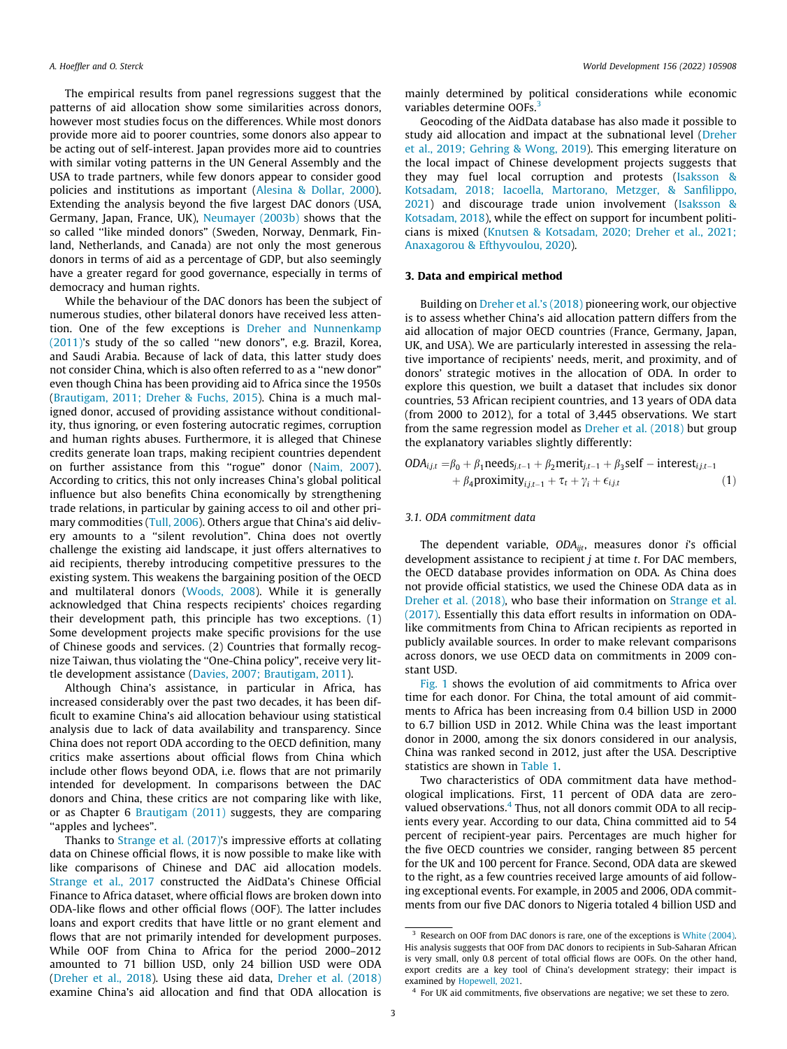The empirical results from panel regressions suggest that the patterns of aid allocation show some similarities across donors, however most studies focus on the differences. While most donors provide more aid to poorer countries, some donors also appear to be acting out of self-interest. Japan provides more aid to countries with similar voting patterns in the UN General Assembly and the USA to trade partners, while few donors appear to consider good policies and institutions as important (Alesina & Dollar, 2000). Extending the analysis beyond the five largest DAC donors (USA, Germany, Japan, France, UK), Neumayer (2003b) shows that the so called "like minded donors" (Sweden, Norway, Denmark, Finland, Netherlands, and Canada) are not only the most generous donors in terms of aid as a percentage of GDP, but also seemingly have a greater regard for good governance, especially in terms of democracy and human rights.

While the behaviour of the DAC donors has been the subject of numerous studies, other bilateral donors have received less attention. One of the few exceptions is Dreher and Nunnenkamp (2011)'s study of the so called "new donors", e.g. Brazil, Korea, and Saudi Arabia. Because of lack of data, this latter study does not consider China, which is also often referred to as a "new donor" even though China has been providing aid to Africa since the 1950s (Brautigam, 2011; Dreher & Fuchs, 2015). China is a much maligned donor, accused of providing assistance without conditionality, thus ignoring, or even fostering autocratic regimes, corruption and human rights abuses. Furthermore, it is alleged that Chinese credits generate loan traps, making recipient countries dependent on further assistance from this "rogue" donor (Naim, 2007). According to critics, this not only increases China's global political influence but also benefits China economically by strengthening trade relations, in particular by gaining access to oil and other primary commodities (Tull, 2006). Others argue that China's aid delivery amounts to a "silent revolution". China does not overtly challenge the existing aid landscape, it just offers alternatives to aid recipients, thereby introducing competitive pressures to the existing system. This weakens the bargaining position of the OECD and multilateral donors (Woods, 2008). While it is generally acknowledged that China respects recipients' choices regarding their development path, this principle has two exceptions. (1) Some development projects make specific provisions for the use of Chinese goods and services. (2) Countries that formally recognize Taiwan, thus violating the "One-China policy", receive very little development assistance (Davies, 2007; Brautigam, 2011).

Although China's assistance, in particular in Africa, has increased considerably over the past two decades, it has been difficult to examine China's aid allocation behaviour using statistical analysis due to lack of data availability and transparency. Since China does not report ODA according to the OECD definition, many critics make assertions about official flows from China which include other flows beyond ODA, i.e. flows that are not primarily intended for development. In comparisons between the DAC donors and China, these critics are not comparing like with like, or as Chapter 6 Brautigam (2011) suggests, they are comparing "apples and lychees".

Thanks to Strange et al. (2017)'s impressive efforts at collating data on Chinese official flows, it is now possible to make like with like comparisons of Chinese and DAC aid allocation models. Strange et al., 2017 constructed the AidData's Chinese Official Finance to Africa dataset, where official flows are broken down into ODA-like flows and other official flows (OOF). The latter includes loans and export credits that have little or no grant element and flows that are not primarily intended for development purposes. While OOF from China to Africa for the period 2000–2012 amounted to 71 billion USD, only 24 billion USD were ODA (Dreher et al., 2018). Using these aid data, Dreher et al. (2018) examine China's aid allocation and find that ODA allocation is mainly determined by political considerations while economic variables determine OOFs.[3]

Geocoding of the AidData database has also made it possible to study aid allocation and impact at the subnational level (Dreher et al., 2019; Gehring & Wong, 2019). This emerging literature on the local impact of Chinese development projects suggests that they may fuel local corruption and protests (Isaksson & Kotsadam, 2018; Iacoella, Martorano, Metzger, & Sanfilippo, 2021) and discourage trade union involvement (Isaksson & Kotsadam, 2018), while the effect on support for incumbent politicians is mixed (Knutsen & Kotsadam, 2020; Dreher et al., 2021; Anaxagorou & Efthyvoulou, 2020).

## 3. Data and empirical method

Building on Dreher et al.'s (2018) pioneering work, our objective is to assess whether China's aid allocation pattern differs from the aid allocation of major OECD countries (France, Germany, Japan, UK, and USA). We are particularly interested in assessing the relative importance of recipients' needs, merit, and proximity, and of donors' strategic motives in the allocation of ODA. In order to explore this question, we built a dataset that includes six donor countries, 53 African recipient countries, and 13 years of ODA data (from 2000 to 2012), for a total of 3,445 observations. We start from the same regression model as Dreher et al. (2018) but group the explanatory variables slightly differently:

$$ODA_{i,j,t} = \beta_0 + \beta_1 \text{needs}_{j,t-1} + \beta_2 \text{merit}_{j,t-1} + \beta_3 \text{self} - \text{interest}_{i,j,t-1} + \beta_4 \text{proximity}_{i,j,t-1} + \tau_t + \gamma_i + \epsilon_{i,j,t} \quad (1)$$

### 3.1. ODA commitment data

The dependent variable, $ODA_{ijt}$, measures donor $i$'s official development assistance to recipient $j$ at time $t$. For DAC members, the OECD database provides information on ODA. As China does not provide official statistics, we used the Chinese ODA data as in Dreher et al. (2018), who base their information on Strange et al. (2017). Essentially this data effort results in information on ODA-like commitments from China to African recipients as reported in publicly available sources. In order to make relevant comparisons across donors, we use OECD data on commitments in 2009 constant USD.

Fig. 1 shows the evolution of aid commitments to Africa over time for each donor. For China, the total amount of aid commitments to Africa has been increasing from 0.4 billion USD in 2000 to 6.7 billion USD in 2012. While China was the least important donor in 2000, among the six donors considered in our analysis, China was ranked second in 2012, just after the USA. Descriptive statistics are shown in Table 1.

Two characteristics of ODA commitment data have methodological implications. First, 11 percent of ODA data are zero-valued observations.[4] Thus, not all donors commit ODA to all recipients every year. According to our data, China committed aid to 54 percent of recipient-year pairs. Percentages are much higher for the five OECD countries we consider, ranging between 85 percent for the UK and 100 percent for France. Second, ODA data are skewed to the right, as a few countries received large amounts of aid following exceptional events. For example, in 2005 and 2006, ODA commitments from our five DAC donors to Nigeria totaled 4 billion USD and

---

[3] Research on OOF from DAC donors is rare, one of the exceptions is White (2004). His analysis suggests that OOF from DAC donors to recipients in Sub-Saharan African is very small, only 0.8 percent of total official flows are OOFs. On the other hand, export credits are a key tool of China's development strategy; their impact is examined by Hopewell, 2021.

[4] For UK aid commitments, five observations are negative; we set these to zero.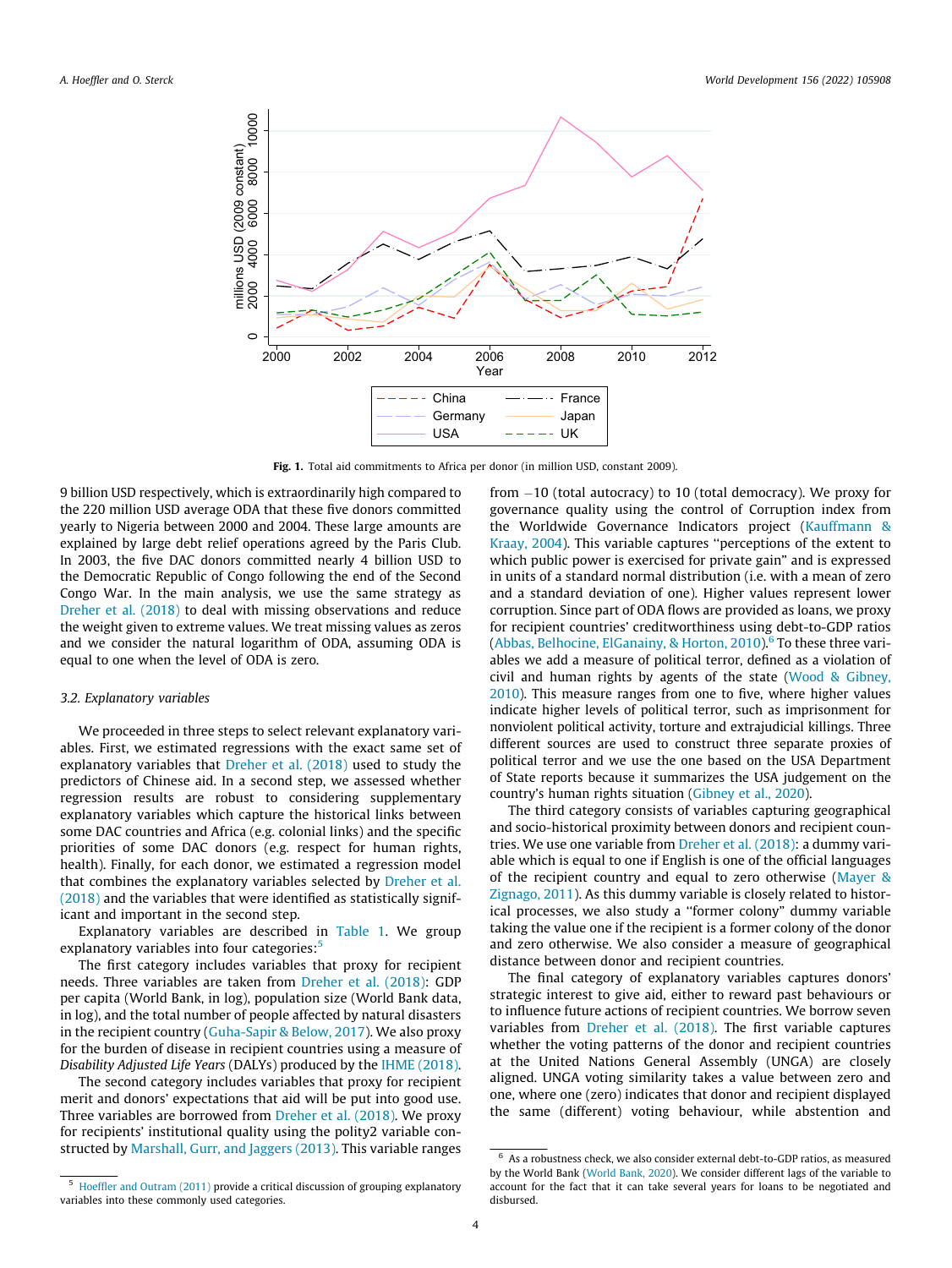Fig. 1. Total aid commitments to Africa per donor (in million USD, constant 2009).

9 billion USD respectively, which is extraordinarily high compared to the 220 million USD average ODA that these five donors committed yearly to Nigeria between 2000 and 2004. These large amounts are explained by large debt relief operations agreed by the Paris Club. In 2003, the five DAC donors committed nearly 4 billion USD to the Democratic Republic of Congo following the end of the Second Congo War. In the main analysis, we use the same strategy as Dreher et al. (2018) to deal with missing observations and reduce the weight given to extreme values. We treat missing values as zeros and we consider the natural logarithm of ODA, assuming ODA is equal to one when the level of ODA is zero.

### 3.2. Explanatory variables

We proceeded in three steps to select relevant explanatory variables. First, we estimated regressions with the exact same set of explanatory variables that Dreher et al. (2018) used to study the predictors of Chinese aid. In a second step, we assessed whether regression results are robust to considering supplementary explanatory variables which capture the historical links between some DAC countries and Africa (e.g. colonial links) and the specific priorities of some DAC donors (e.g. respect for human rights, health). Finally, for each donor, we estimated a regression model that combines the explanatory variables selected by Dreher et al. (2018) and the variables that were identified as statistically significant and important in the second step.

Explanatory variables are described in Table 1. We group explanatory variables into four categories:[5]

The first category includes variables that proxy for recipient needs. Three variables are taken from Dreher et al. (2018): GDP per capita (World Bank, in log), population size (World Bank data, in log), and the total number of people affected by natural disasters in the recipient country (Guha-Sapir & Below, 2017). We also proxy for the burden of disease in recipient countries using a measure of *Disability Adjusted Life Years* (DALYs) produced by the IHME (2018).

The second category includes variables that proxy for recipient merit and donors' expectations that aid will be put into good use. Three variables are borrowed from Dreher et al. (2018). We proxy for recipients' institutional quality using the polity2 variable constructed by Marshall, Gurr, and Jaggers (2013). This variable ranges from −10 (total autocracy) to 10 (total democracy). We proxy for governance quality using the control of Corruption index from the Worldwide Governance Indicators project (Kauffmann & Kraay, 2004). This variable captures "perceptions of the extent to which public power is exercised for private gain" and is expressed in units of a standard normal distribution (i.e. with a mean of zero and a standard deviation of one). Higher values represent lower corruption. Since part of ODA flows are provided as loans, we proxy for recipient countries' creditworthiness using debt-to-GDP ratios (Abbas, Belhocine, ElGanainy, & Horton, 2010).[6] To these three variables we add a measure of political terror, defined as a violation of civil and human rights by agents of the state (Wood & Gibney, 2010). This measure ranges from one to five, where higher values indicate higher levels of political terror, such as imprisonment for nonviolent political activity, torture and extrajudicial killings. Three different sources are used to construct three separate proxies of political terror and we use the one based on the USA Department of State reports because it summarizes the USA judgement on the country's human rights situation (Gibney et al., 2020).

The third category consists of variables capturing geographical and socio-historical proximity between donors and recipient countries. We use one variable from Dreher et al. (2018): a dummy variable which is equal to one if English is one of the official languages of the recipient country and equal to zero otherwise (Mayer & Zignago, 2011). As this dummy variable is closely related to historical processes, we also study a "former colony" dummy variable taking the value one if the recipient is a former colony of the donor and zero otherwise. We also consider a measure of geographical distance between donor and recipient countries.

The final category of explanatory variables captures donors' strategic interest to give aid, either to reward past behaviours or to influence future actions of recipient countries. We borrow seven variables from Dreher et al. (2018). The first variable captures whether the voting patterns of the donor and recipient countries at the United Nations General Assembly (UNGA) are closely aligned. UNGA voting similarity takes a value between zero and one, where one (zero) indicates that donor and recipient displayed the same (different) voting behaviour, while abstention and

[5] Hoeffler and Outram (2011) provide a critical discussion of grouping explanatory variables into these commonly used categories.

[6] As a robustness check, we also consider external debt-to-GDP ratios, as measured by the World Bank (World Bank, 2020). We consider different lags of the variable to account for the fact that it can take several years for loans to be negotiated and disbursed.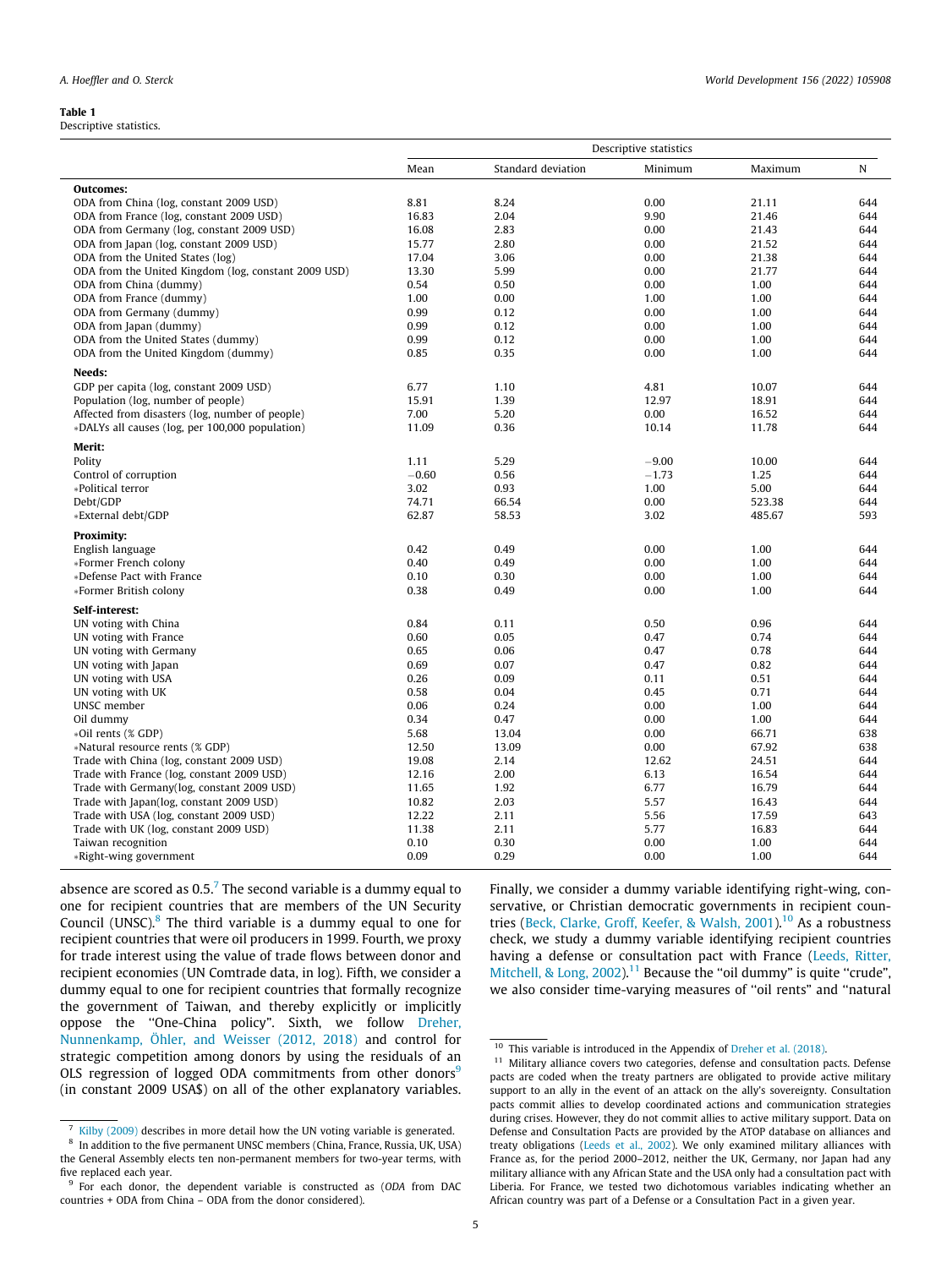**Table 1**
Descriptive statistics.

| | Descriptive statistics | | | | |
|---|---|---|---|---|---|
| | Mean | Standard deviation | Minimum | Maximum | N |
| **Outcomes:** | | | | | |
| ODA from China (log, constant 2009 USD) | 8.81 | 8.24 | 0.00 | 21.11 | 644 |
| ODA from France (log, constant 2009 USD) | 16.83 | 2.04 | 9.90 | 21.46 | 644 |
| ODA from Germany (log, constant 2009 USD) | 16.08 | 2.83 | 0.00 | 21.43 | 644 |
| ODA from Japan (log, constant 2009 USD) | 15.77 | 2.80 | 0.00 | 21.52 | 644 |
| ODA from the United States (log) | 17.04 | 3.06 | 0.00 | 21.38 | 644 |
| ODA from the United Kingdom (log, constant 2009 USD) | 13.30 | 5.99 | 0.00 | 21.77 | 644 |
| ODA from China (dummy) | 0.54 | 0.50 | 0.00 | 1.00 | 644 |
| ODA from France (dummy) | 1.00 | 0.00 | 1.00 | 1.00 | 644 |
| ODA from Germany (dummy) | 0.99 | 0.12 | 0.00 | 1.00 | 644 |
| ODA from Japan (dummy) | 0.99 | 0.12 | 0.00 | 1.00 | 644 |
| ODA from the United States (dummy) | 0.99 | 0.12 | 0.00 | 1.00 | 644 |
| ODA from the United Kingdom (dummy) | 0.85 | 0.35 | 0.00 | 1.00 | 644 |
| **Needs:** | | | | | |
| GDP per capita (log, constant 2009 USD) | 6.77 | 1.10 | 4.81 | 10.07 | 644 |
| Population (log, number of people) | 15.91 | 1.39 | 12.97 | 18.91 | 644 |
| Affected from disasters (log, number of people) | 7.00 | 5.20 | 0.00 | 16.52 | 644 |
| *DALYs all causes (log, per 100,000 population) | 11.09 | 0.36 | 10.14 | 11.78 | 644 |
| **Merit:** | | | | | |
| Polity | 1.11 | 5.29 | −9.00 | 10.00 | 644 |
| Control of corruption | −0.60 | 0.56 | −1.73 | 1.25 | 644 |
| *Political terror | 3.02 | 0.93 | 1.00 | 5.00 | 644 |
| Debt/GDP | 74.71 | 66.54 | 0.00 | 523.38 | 644 |
| *External debt/GDP | 62.87 | 58.53 | 3.02 | 485.67 | 593 |
| **Proximity:** | | | | | |
| English language | 0.42 | 0.49 | 0.00 | 1.00 | 644 |
| *Former French colony | 0.40 | 0.49 | 0.00 | 1.00 | 644 |
| *Defense Pact with France | 0.10 | 0.30 | 0.00 | 1.00 | 644 |
| *Former British colony | 0.38 | 0.49 | 0.00 | 1.00 | 644 |
| **Self-interest:** | | | | | |
| UN voting with China | 0.84 | 0.11 | 0.50 | 0.96 | 644 |
| UN voting with France | 0.60 | 0.05 | 0.47 | 0.74 | 644 |
| UN voting with Germany | 0.65 | 0.06 | 0.47 | 0.78 | 644 |
| UN voting with Japan | 0.69 | 0.07 | 0.47 | 0.82 | 644 |
| UN voting with USA | 0.26 | 0.09 | 0.11 | 0.51 | 644 |
| UN voting with UK | 0.58 | 0.04 | 0.45 | 0.71 | 644 |
| UNSC member | 0.06 | 0.24 | 0.00 | 1.00 | 644 |
| Oil dummy | 0.34 | 0.47 | 0.00 | 1.00 | 644 |
| *Oil rents (% GDP) | 5.68 | 13.04 | 0.00 | 66.71 | 638 |
| *Natural resource rents (% GDP) | 12.50 | 13.09 | 0.00 | 67.92 | 638 |
| Trade with China (log, constant 2009 USD) | 19.08 | 2.14 | 12.62 | 24.51 | 644 |
| Trade with France (log, constant 2009 USD) | 12.16 | 2.00 | 6.13 | 16.54 | 644 |
| Trade with Germany(log, constant 2009 USD) | 11.65 | 1.92 | 6.77 | 16.79 | 644 |
| Trade with Japan(log, constant 2009 USD) | 10.82 | 2.03 | 5.57 | 16.43 | 644 |
| Trade with USA (log, constant 2009 USD) | 12.22 | 2.11 | 5.56 | 17.59 | 643 |
| Trade with UK (log, constant 2009 USD) | 11.38 | 2.11 | 5.77 | 16.83 | 644 |
| Taiwan recognition | 0.10 | 0.30 | 0.00 | 1.00 | 644 |
| *Right-wing government | 0.09 | 0.29 | 0.00 | 1.00 | 644 |

absence are scored as 0.5.[7] The second variable is a dummy equal to one for recipient countries that are members of the UN Security Council (UNSC).[8] The third variable is a dummy equal to one for recipient countries that were oil producers in 1999. Fourth, we proxy for trade interest using the value of trade flows between donor and recipient economies (UN Comtrade data, in log). Fifth, we consider a dummy equal to one for recipient countries that formally recognize the government of Taiwan, and thereby explicitly or implicitly oppose the "One-China policy". Sixth, we follow Dreher, Nunnenkamp, Öhler, and Weisser (2012, 2018) and control for strategic competition among donors by using the residuals of an OLS regression of logged ODA commitments from other donors[9] (in constant 2009 USA$) on all of the other explanatory variables. Finally, we consider a dummy variable identifying right-wing, conservative, or Christian democratic governments in recipient countries (Beck, Clarke, Groff, Keefer, & Walsh, 2001).[10] As a robustness check, we study a dummy variable identifying recipient countries having a defense or consultation pact with France (Leeds, Ritter, Mitchell, & Long, 2002).[11] Because the "oil dummy" is quite "crude", we also consider time-varying measures of "oil rents" and "natural

[7] Kilby (2009) describes in more detail how the UN voting variable is generated.

[8] In addition to the five permanent UNSC members (China, France, Russia, UK, USA) the General Assembly elects ten non-permanent members for two-year terms, with five replaced each year.

[9] For each donor, the dependent variable is constructed as (*ODA* from DAC countries + ODA from China – ODA from the donor considered).

[10] This variable is introduced in the Appendix of Dreher et al. (2018).

[11] Military alliance covers two categories, defense and consultation pacts. Defense pacts are coded when the treaty partners are obligated to provide active military support to an ally in the event of an attack on the ally's sovereignty. Consultation pacts commit allies to develop coordinated actions and communication strategies during crises. However, they do not commit allies to active military support. Data on Defense and Consultation Pacts are provided by the ATOP database on alliances and treaty obligations (Leeds et al., 2002). We only examined military alliances with France as, for the period 2000–2012, neither the UK, Germany, nor Japan had any military alliance with any African State and the USA only had a consultation pact with Liberia. For France, we tested two dichotomous variables indicating whether an African country was part of a Defense or a Consultation Pact in a given year.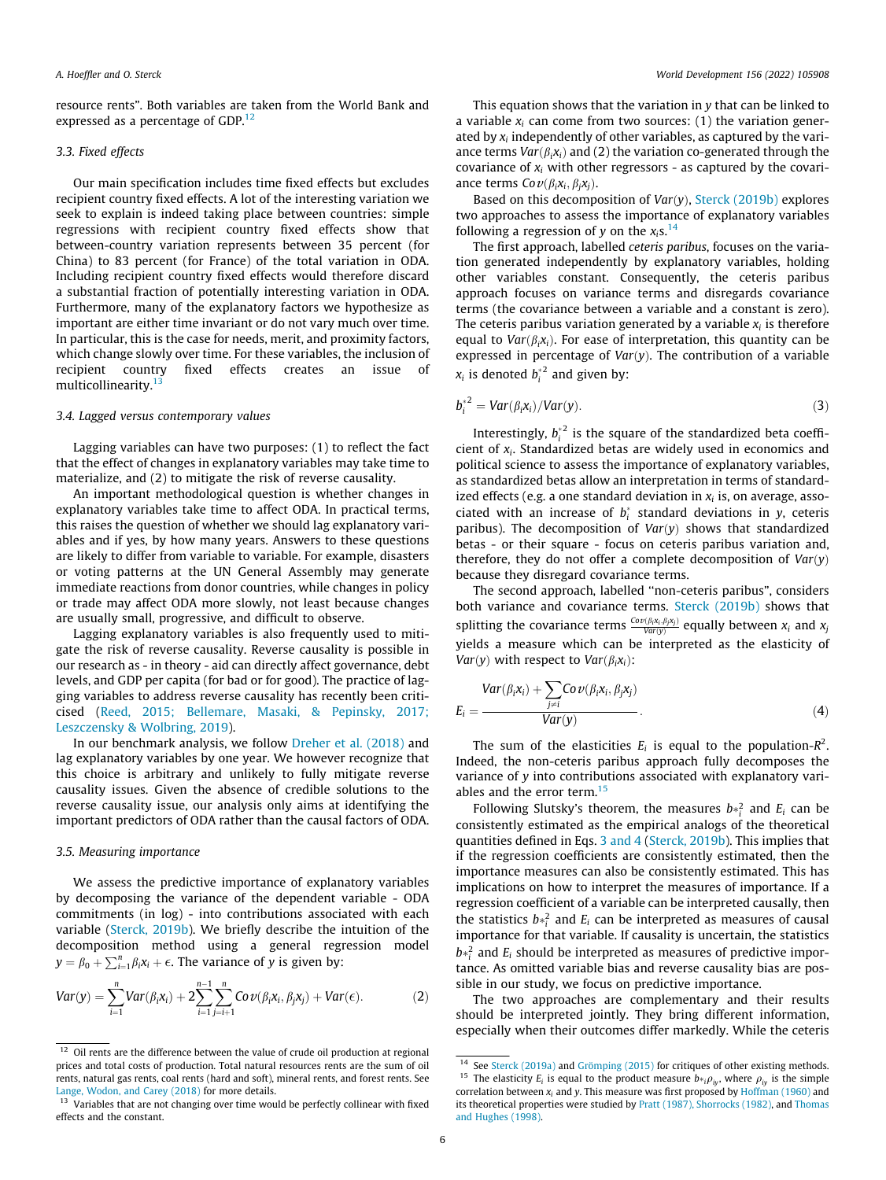resource rents". Both variables are taken from the World Bank and expressed as a percentage of GDP.[12]

### 3.3. Fixed effects

Our main specification includes time fixed effects but excludes recipient country fixed effects. A lot of the interesting variation we seek to explain is indeed taking place between countries: simple regressions with recipient country fixed effects show that between-country variation represents between 35 percent (for China) to 83 percent (for France) of the total variation in ODA. Including recipient country fixed effects would therefore discard a substantial fraction of potentially interesting variation in ODA. Furthermore, many of the explanatory factors we hypothesize as important are either time invariant or do not vary much over time. In particular, this is the case for needs, merit, and proximity factors, which change slowly over time. For these variables, the inclusion of recipient country fixed effects creates an issue of multicollinearity.[13]

### 3.4. Lagged versus contemporary values

Lagging variables can have two purposes: (1) to reflect the fact that the effect of changes in explanatory variables may take time to materialize, and (2) to mitigate the risk of reverse causality.

An important methodological question is whether changes in explanatory variables take time to affect ODA. In practical terms, this raises the question of whether we should lag explanatory variables and if yes, by how many years. Answers to these questions are likely to differ from variable to variable. For example, disasters or voting patterns at the UN General Assembly may generate immediate reactions from donor countries, while changes in policy or trade may affect ODA more slowly, not least because changes are usually small, progressive, and difficult to observe.

Lagging explanatory variables is also frequently used to mitigate the risk of reverse causality. Reverse causality is possible in our research as - in theory - aid can directly affect governance, debt levels, and GDP per capita (for bad or for good). The practice of lagging variables to address reverse causality has recently been criticised (Reed, 2015; Bellemare, Masaki, & Pepinsky, 2017; Leszczensky & Wolbring, 2019).

In our benchmark analysis, we follow Dreher et al. (2018) and lag explanatory variables by one year. We however recognize that this choice is arbitrary and unlikely to fully mitigate reverse causality issues. Given the absence of credible solutions to the reverse causality issue, our analysis only aims at identifying the important predictors of ODA rather than the causal factors of ODA.

### 3.5. Measuring importance

We assess the predictive importance of explanatory variables by decomposing the variance of the dependent variable - ODA commitments (in log) - into contributions associated with each variable (Sterck, 2019b). We briefly describe the intuition of the decomposition method using a general regression model $y = \beta_0 + \sum_{i=1}^{n} \beta_i x_i + \epsilon$. The variance of $y$ is given by:

$$Var(y) = \sum_{i=1}^{n} Var(\beta_i x_i) + 2\sum_{i=1}^{n-1}\sum_{j=i+1}^{n} Cov(\beta_i x_i, \beta_j x_j) + Var(\epsilon). \quad (2)$$

This equation shows that the variation in $y$ that can be linked to a variable $x_i$ can come from two sources: (1) the variation generated by $x_i$ independently of other variables, as captured by the variance terms $Var(\beta_i x_i)$ and (2) the variation co-generated through the covariance of $x_i$ with other regressors - as captured by the covariance terms $Cov(\beta_i x_i, \beta_j x_j)$.

Based on this decomposition of $Var(y)$, Sterck (2019b) explores two approaches to assess the importance of explanatory variables following a regression of $y$ on the $x_i$s.[14]

The first approach, labelled *ceteris paribus*, focuses on the variation generated independently by explanatory variables, holding other variables constant. Consequently, the ceteris paribus approach focuses on variance terms and disregards covariance terms (the covariance between a variable and a constant is zero). The ceteris paribus variation generated by a variable $x_i$ is therefore equal to $Var(\beta_i x_i)$. For ease of interpretation, this quantity can be expressed in percentage of $Var(y)$. The contribution of a variable $x_i$ is denoted $b_i^{*2}$ and given by:

$$b_i^{*2} = Var(\beta_i x_i)/Var(y). \quad (3)$$

Interestingly, $b_i^{*2}$ is the square of the standardized beta coefficient of $x_i$. Standardized betas are widely used in economics and political science to assess the importance of explanatory variables, as standardized betas allow an interpretation in terms of standardized effects (e.g. a one standard deviation in $x_i$ is, on average, associated with an increase of $b_i^*$ standard deviations in $y$, ceteris paribus). The decomposition of $Var(y)$ shows that standardized betas - or their square - focus on ceteris paribus variation and, therefore, they do not offer a complete decomposition of $Var(y)$ because they disregard covariance terms.

The second approach, labelled "non-ceteris paribus", considers both variance and covariance terms. Sterck (2019b) shows that splitting the covariance terms $\frac{Cov(\beta_i x_i, \beta_j x_j)}{Var(y)}$ equally between $x_i$ and $x_j$ yields a measure which can be interpreted as the elasticity of $Var(y)$ with respect to $Var(\beta_i x_i)$:

$$E_i = \frac{Var(\beta_i x_i) + \sum_{j \neq i} Cov(\beta_i x_i, \beta_j x_j)}{Var(y)}. \quad (4)$$

The sum of the elasticities $E_i$ is equal to the population-$R^2$. Indeed, the non-ceteris paribus approach fully decomposes the variance of $y$ into contributions associated with explanatory variables and the error term.[15]

Following Slutsky's theorem, the measures $b*_i^2$ and $E_i$ can be consistently estimated as the empirical analogs of the theoretical quantities defined in Eqs. 3 and 4 (Sterck, 2019b). This implies that if the regression coefficients are consistently estimated, then the importance measures can also be consistently estimated. This has implications on how to interpret the measures of importance. If a regression coefficient of a variable can be interpreted causally, then the statistics $b*_i^2$ and $E_i$ can be interpreted as measures of causal importance for that variable. If causality is uncertain, the statistics $b*_i^2$ and $E_i$ should be interpreted as measures of predictive importance. As omitted variable bias and reverse causality bias are possible in our study, we focus on predictive importance.

The two approaches are complementary and their results should be interpreted jointly. They bring different information, especially when their outcomes differ markedly. While the ceteris

---

[12] Oil rents are the difference between the value of crude oil production at regional prices and total costs of production. Total natural resources rents are the sum of oil rents, natural gas rents, coal rents (hard and soft), mineral rents, and forest rents. See Lange, Wodon, and Carey (2018) for more details.

[13] Variables that are not changing over time would be perfectly collinear with fixed effects and the constant.

[14] See Sterck (2019a) and Grömping (2015) for critiques of other existing methods.

[15] The elasticity $E_i$ is equal to the product measure $b*_i \rho_{iy}$, where $\rho_{iy}$ is the simple correlation between $x_i$ and $y$. This measure was first proposed by Hoffman (1960) and its theoretical properties were studied by Pratt (1987), Shorrocks (1982), and Thomas and Hughes (1998).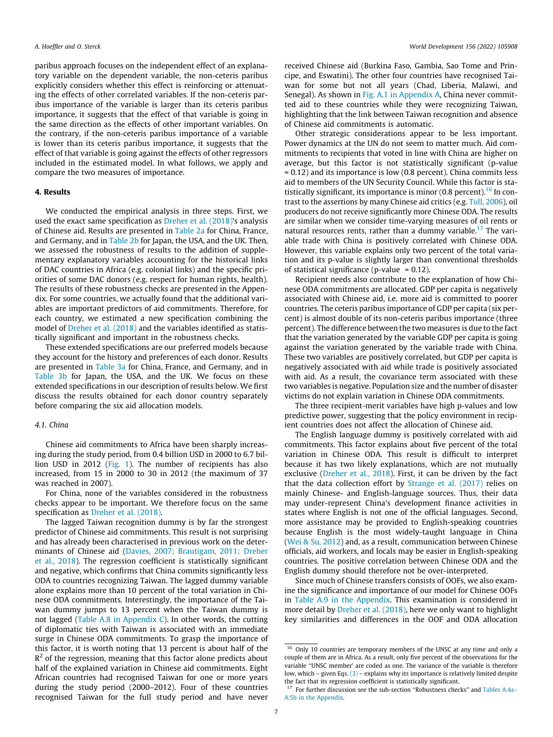paribus approach focuses on the independent effect of an explanatory variable on the dependent variable, the non-ceteris paribus explicitly considers whether this effect is reinforcing or attenuating the effects of other correlated variables. If the non-ceteris paribus importance of the variable is larger than its ceteris paribus importance, it suggests that the effect of that variable is going in the same direction as the effects of other important variables. On the contrary, if the non-ceteris paribus importance of a variable is lower than its ceteris paribus importance, it suggests that the effect of that variable is going against the effects of other regressors included in the estimated model. In what follows, we apply and compare the two measures of importance.

## 4. Results

We conducted the empirical analysis in three steps. First, we used the exact same specification as Dreher et al. (2018)'s analysis of Chinese aid. Results are presented in Table 2a for China, France, and Germany, and in Table 2b for Japan, the USA, and the UK. Then, we assessed the robustness of results to the addition of supplementary explanatory variables accounting for the historical links of DAC countries in Africa (e.g. colonial links) and the specific priorities of some DAC donors (e.g. respect for human rights, health). The results of these robustness checks are presented in the Appendix. For some countries, we actually found that the additional variables are important predictors of aid commitments. Therefore, for each country, we estimated a new specification combining the model of Dreher et al. (2018) and the variables identified as statistically significant and important in the robustness checks.

These extended specifications are our preferred models because they account for the history and preferences of each donor. Results are presented in Table 3a for China, France, and Germany, and in Table 3b for Japan, the USA, and the UK. We focus on these extended specifications in our description of results below. We first discuss the results obtained for each donor country separately before comparing the six aid allocation models.

### 4.1. China

Chinese aid commitments to Africa have been sharply increasing during the study period, from 0.4 billion USD in 2000 to 6.7 billion USD in 2012 (Fig. 1). The number of recipients has also increased, from 15 in 2000 to 30 in 2012 (the maximum of 37 was reached in 2007).

For China, none of the variables considered in the robustness checks appear to be important. We therefore focus on the same specification as Dreher et al. (2018).

The lagged Taiwan recognition dummy is by far the strongest predictor of Chinese aid commitments. This result is not surprising and has already been characterised in previous work on the determinants of Chinese aid (Davies, 2007; Brautigam, 2011; Dreher et al., 2018). The regression coefficient is statistically significant and negative, which confirms that China commits significantly less ODA to countries recognizing Taiwan. The lagged dummy variable alone explains more than 10 percent of the total variation in Chinese ODA commitments. Interestingly, the importance of the Taiwan dummy jumps to 13 percent when the Taiwan dummy is not lagged (Table A.8 in Appendix C). In other words, the cutting of diplomatic ties with Taiwan is associated with an immediate surge in Chinese ODA commitments. To grasp the importance of this factor, it is worth noting that 13 percent is about half of the $R^2$ of the regression, meaning that this factor alone predicts about half of the explained variation in Chinese aid commitments. Eight African countries had recognised Taiwan for one or more years during the study period (2000–2012). Four of these countries recognised Taiwan for the full study period and have never received Chinese aid (Burkina Faso, Gambia, Sao Tome and Principe, and Eswatini). The other four countries have recognised Taiwan for some but not all years (Chad, Liberia, Malawi, and Senegal). As shown in Fig. A.1 in Appendix A, China never committed aid to these countries while they were recognizing Taiwan, highlighting that the link between Taiwan recognition and absence of Chinese aid commitments is automatic.

Other strategic considerations appear to be less important. Power dynamics at the UN do not seem to matter much. Aid commitments to recipients that voted in line with China are higher on average, but this factor is not statistically significant (p-value = 0.12) and its importance is low (0.8 percent). China commits less aid to members of the UN Security Council. While this factor is statistically significant, its importance is minor (0.8 percent).[16] In contrast to the assertions by many Chinese aid critics (e.g. Tull, 2006), oil producers do not receive significantly more Chinese ODA. The results are similar when we consider time-varying measures of oil rents or natural resources rents, rather than a dummy variable.[17] The variable trade with China is positively correlated with Chinese ODA. However, this variable explains only two percent of the total variation and its p-value is slightly larger than conventional thresholds of statistical significance (p-value = 0.12).

Recipient needs also contribute to the explanation of how Chinese ODA commitments are allocated. GDP per capita is negatively associated with Chinese aid, i.e. more aid is committed to poorer countries. The ceteris paribus importance of GDP per capita (six percent) is almost double of its non-ceteris paribus importance (three percent). The difference between the two measures is due to the fact that the variation generated by the variable GDP per capita is going against the variation generated by the variable trade with China. These two variables are positively correlated, but GDP per capita is negatively associated with aid while trade is positively associated with aid. As a result, the covariance term associated with these two variables is negative. Population size and the number of disaster victims do not explain variation in Chinese ODA commitments.

The three recipient-merit variables have high p-values and low predictive power, suggesting that the policy environment in recipient countries does not affect the allocation of Chinese aid.

The English language dummy is positively correlated with aid commitments. This factor explains about five percent of the total variation in Chinese ODA. This result is difficult to interpret because it has two likely explanations, which are not mutually exclusive (Dreher et al., 2018). First, it can be driven by the fact that the data collection effort by Strange et al. (2017) relies on mainly Chinese- and English-language sources. Thus, their data may under-represent China's development finance activities in states where English is not one of the official languages. Second, more assistance may be provided to English-speaking countries because English is the most widely-taught language in China (Wei & Su, 2012) and, as a result, communication between Chinese officials, aid workers, and locals may be easier in English-speaking countries. The positive correlation between Chinese ODA and the English dummy should therefore not be over-interpreted.

Since much of Chinese transfers consists of OOFs, we also examine the significance and importance of our model for Chinese OOFs in Table A.9 in the Appendix. This examination is considered in more detail by Dreher et al. (2018), here we only want to highlight key similarities and differences in the OOF and ODA allocation

[16] Only 10 countries are temporary members of the UNSC at any time and only a couple of them are in Africa. As a result, only five percent of the observations for the variable "UNSC member" are coded as one. The variance of the variable is therefore low, which – given Eqs. (3) – explains why its importance is relatively limited despite the fact that its regression coefficient is statistically significant.

[17] For further discussion see the sub-section "Robustness checks" and Tables A.4a–A.5b in the Appendix.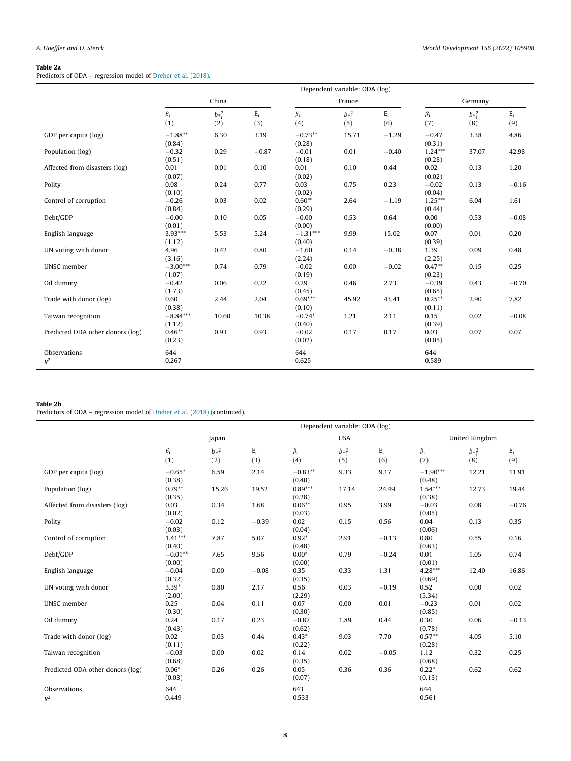**Table 2a**
Predictors of ODA – regression model of Dreher et al. (2018).

| | Dependent variable: ODA (log) | | | | | | | | |
|---|---|---|---|---|---|---|---|---|---|
| | China | | | France | | | Germany | | |
| | $\beta_i$ (1) | $b*_i^2$ (2) | $E_i$ (3) | $\beta_i$ (4) | $b*_i^2$ (5) | $E_i$ (6) | $\beta_i$ (7) | $b*_i^2$ (8) | $E_i$ (9) |
| GDP per capita (log) | −1.88** (0.84) | 6.30 | 3.19 | −0.73** (0.28) | 15.71 | −1.29 | −0.47 (0.31) | 3.38 | 4.86 |
| Population (log) | −0.32 (0.51) | 0.29 | −0.87 | −0.01 (0.18) | 0.01 | −0.40 | 1.24*** (0.28) | 37.07 | 42.98 |
| Affected from disasters (log) | 0.01 (0.07) | 0.01 | 0.10 | 0.01 (0.02) | 0.10 | 0.44 | 0.02 (0.02) | 0.13 | 1.20 |
| Polity | 0.08 (0.10) | 0.24 | 0.77 | 0.03 (0.02) | 0.75 | 0.23 | −0.02 (0.04) | 0.13 | −0.16 |
| Control of corruption | −0.26 (0.84) | 0.03 | 0.02 | 0.60** (0.29) | 2.64 | −1.19 | 1.25*** (0.44) | 6.04 | 1.61 |
| Debt/GDP | −0.00 (0.01) | 0.10 | 0.05 | −0.00 (0.00) | 0.53 | 0.64 | 0.00 (0.00) | 0.53 | −0.08 |
| English language | 3.93*** (1.12) | 5.53 | 5.24 | −1.31*** (0.40) | 9.99 | 15.02 | 0.07 (0.39) | 0.01 | 0.20 |
| UN voting with donor | 4.96 (3.16) | 0.42 | 0.80 | −1.60 (2.24) | 0.14 | −0.38 | 1.39 (2.25) | 0.09 | 0.48 |
| UNSC member | −3.00*** (1.07) | 0.74 | 0.79 | −0.02 (0.19) | 0.00 | −0.02 | 0.47** (0.23) | 0.15 | 0.25 |
| Oil dummy | −0.42 (1.73) | 0.06 | 0.22 | 0.29 (0.45) | 0.46 | 2.73 | −0.39 (0.65) | 0.43 | −0.70 |
| Trade with donor (log) | 0.60 (0.38) | 2.44 | 2.04 | 0.69*** (0.10) | 45.92 | 43.41 | 0.25** (0.11) | 2.90 | 7.82 |
| Taiwan recognition | −8.84*** (1.12) | 10.60 | 10.38 | −0.74* (0.40) | 1.21 | 2.11 | 0.15 (0.39) | 0.02 | −0.08 |
| Predicted ODA other donors (log) | 0.46** (0.23) | 0.93 | 0.93 | −0.02 (0.02) | 0.17 | 0.17 | 0.03 (0.05) | 0.07 | 0.07 |
| Observations | 644 | | | 644 | | | 644 | | |
| $R^2$ | 0.267 | | | 0.625 | | | 0.589 | | |

**Table 2b**
Predictors of ODA – regression model of Dreher et al. (2018) (continued).

| | Dependent variable: ODA (log) | | | | | | | | |
|---|---|---|---|---|---|---|---|---|---|
| | Japan | | | USA | | | United Kingdom | | |
| | $\beta_i$ (1) | $b*_i^2$ (2) | $E_i$ (3) | $\beta_i$ (4) | $b*_i^2$ (5) | $E_i$ (6) | $\beta_i$ (7) | $b*_i^2$ (8) | $E_i$ (9) |
| GDP per capita (log) | −0.65* (0.38) | 6.59 | 2.14 | −0.83** (0.40) | 9.33 | 9.17 | −1.90*** (0.48) | 12.21 | 11.91 |
| Population (log) | 0.79** (0.35) | 15.26 | 19.52 | 0.89*** (0.28) | 17.14 | 24.49 | 1.54*** (0.38) | 12.73 | 19.44 |
| Affected from disasters (log) | 0.03 (0.02) | 0.34 | 1.68 | 0.06** (0.03) | 0.95 | 3.99 | −0.03 (0.05) | 0.08 | −0.76 |
| Polity | −0.02 (0.03) | 0.12 | −0.39 | 0.02 (0.04) | 0.15 | 0.56 | 0.04 (0.06) | 0.13 | 0.35 |
| Control of corruption | 1.41*** (0.40) | 7.87 | 5.07 | 0.92* (0.48) | 2.91 | −0.13 | 0.80 (0.63) | 0.55 | 0.16 |
| Debt/GDP | −0.01** (0.00) | 7.65 | 9.56 | 0.00* (0.00) | 0.79 | −0.24 | 0.01 (0.01) | 1.05 | 0.74 |
| English language | −0.04 (0.32) | 0.00 | −0.08 | 0.35 (0.35) | 0.33 | 1.31 | 4.28*** (0.69) | 12.40 | 16.86 |
| UN voting with donor | 3.39* (2.00) | 0.80 | 2.17 | 0.56 (2.29) | 0.03 | −0.19 | 0.52 (5.34) | 0.00 | 0.02 |
| UNSC member | 0.25 (0.30) | 0.04 | 0.11 | 0.07 (0.30) | 0.00 | 0.01 | −0.23 (0.85) | 0.01 | 0.02 |
| Oil dummy | 0.24 (0.43) | 0.17 | 0.23 | −0.87 (0.62) | 1.89 | 0.44 | 0.30 (0.78) | 0.06 | −0.13 |
| Trade with donor (log) | 0.02 (0.11) | 0.03 | 0.44 | 0.43* (0.22) | 9.03 | 7.70 | 0.57** (0.28) | 4.05 | 5.10 |
| Taiwan recognition | −0.03 (0.68) | 0.00 | 0.02 | 0.14 (0.35) | 0.02 | −0.05 | 1.12 (0.68) | 0.32 | 0.25 |
| Predicted ODA other donors (log) | 0.06* (0.03) | 0.26 | 0.26 | 0.05 (0.07) | 0.36 | 0.36 | 0.22* (0.13) | 0.62 | 0.62 |
| Observations | 644 | | | 643 | | | 644 | | |
| $R^2$ | 0.449 | | | 0.533 | | | 0.561 | | |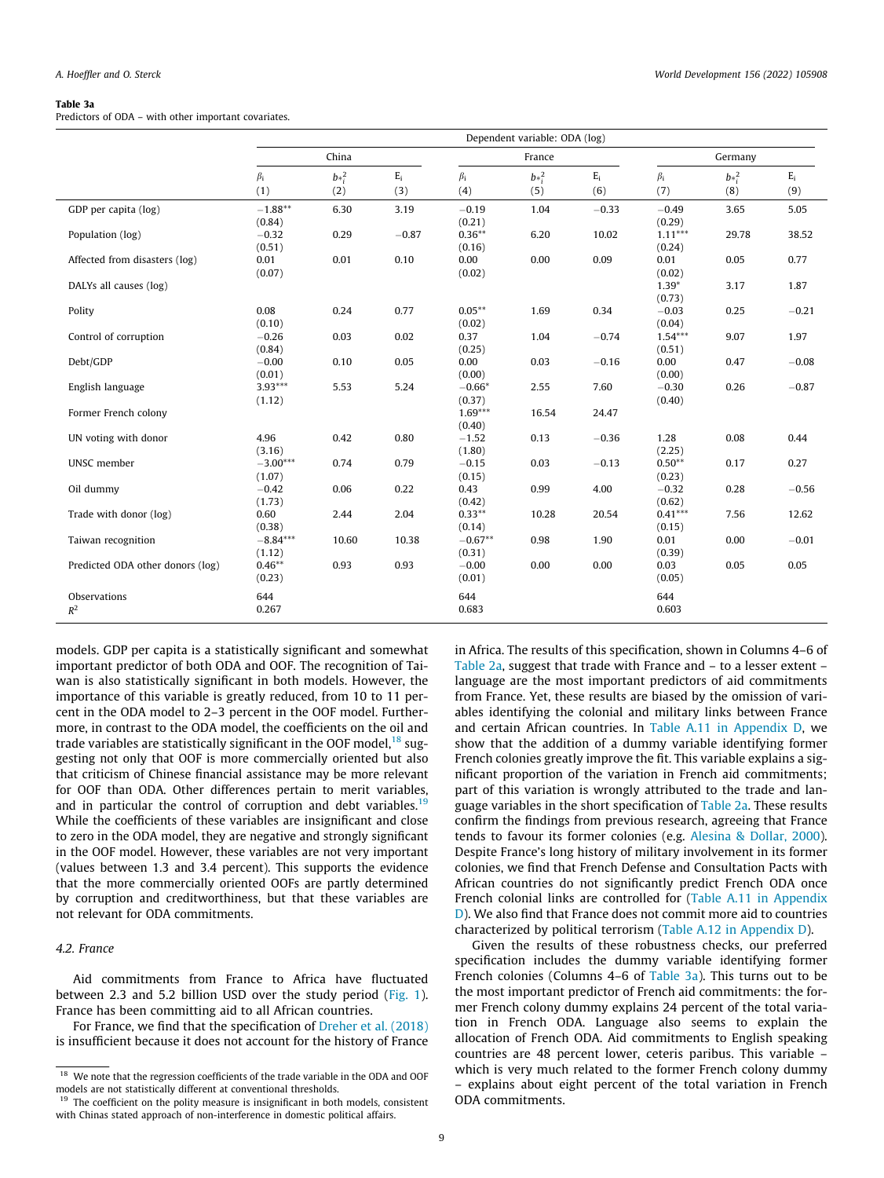**Table 3a**

Predictors of ODA – with other important covariates.

| | Dependent variable: ODA (log) | | | | | | | | |
|---|---|---|---|---|---|---|---|---|---|
| | China | | | France | | | Germany | | |
| | $\beta_i$ (1) | $b_{*i}^2$ (2) | $E_i$ (3) | $\beta_i$ (4) | $b_{*i}^2$ (5) | $E_i$ (6) | $\beta_i$ (7) | $b_{*i}^2$ (8) | $E_i$ (9) |
| GDP per capita (log) | −1.88** (0.84) | 6.30 | 3.19 | −0.19 (0.21) | 1.04 | −0.33 | −0.49 (0.29) | 3.65 | 5.05 |
| Population (log) | −0.32 (0.51) | 0.29 | −0.87 | 0.36** (0.16) | 6.20 | 10.02 | 1.11*** (0.24) | 29.78 | 38.52 |
| Affected from disasters (log) | 0.01 (0.07) | 0.01 | 0.10 | 0.00 (0.02) | 0.00 | 0.09 | 0.01 (0.02) | 0.05 | 0.77 |
| DALYs all causes (log) | | | | | | | 1.39* (0.73) | 3.17 | 1.87 |
| Polity | 0.08 (0.10) | 0.24 | 0.77 | 0.05** (0.02) | 1.69 | 0.34 | −0.03 (0.04) | 0.25 | −0.21 |
| Control of corruption | −0.26 (0.84) | 0.03 | 0.02 | 0.37 (0.25) | 1.04 | −0.74 | 1.54*** (0.51) | 9.07 | 1.97 |
| Debt/GDP | −0.00 (0.01) | 0.10 | 0.05 | 0.00 (0.00) | 0.03 | −0.16 | 0.00 (0.00) | 0.47 | −0.08 |
| English language | 3.93*** (1.12) | 5.53 | 5.24 | −0.66* (0.37) | 2.55 | 7.60 | −0.30 (0.40) | 0.26 | −0.87 |
| Former French colony | | | | 1.69*** (0.40) | 16.54 | 24.47 | | | |
| UN voting with donor | 4.96 (3.16) | 0.42 | 0.80 | −1.52 (1.80) | 0.13 | −0.36 | 1.28 (2.25) | 0.08 | 0.44 |
| UNSC member | −3.00*** (1.07) | 0.74 | 0.79 | −0.15 (0.15) | 0.03 | −0.13 | 0.50** (0.23) | 0.17 | 0.27 |
| Oil dummy | −0.42 (1.73) | 0.06 | 0.22 | 0.43 (0.42) | 0.99 | 4.00 | −0.32 (0.62) | 0.28 | −0.56 |
| Trade with donor (log) | 0.60 (0.38) | 2.44 | 2.04 | 0.33** (0.14) | 10.28 | 20.54 | 0.41*** (0.15) | 7.56 | 12.62 |
| Taiwan recognition | −8.84*** (1.12) | 10.60 | 10.38 | −0.67** (0.31) | 0.98 | 1.90 | 0.01 (0.39) | 0.00 | −0.01 |
| Predicted ODA other donors (log) | 0.46** (0.23) | 0.93 | 0.93 | −0.00 (0.01) | 0.00 | 0.00 | 0.03 (0.05) | 0.05 | 0.05 |
| Observations | 644 | | | 644 | | | 644 | | |
| $R^2$ | 0.267 | | | 0.683 | | | 0.603 | | |

models. GDP per capita is a statistically significant and somewhat important predictor of both ODA and OOF. The recognition of Taiwan is also statistically significant in both models. However, the importance of this variable is greatly reduced, from 10 to 11 percent in the ODA model to 2–3 percent in the OOF model. Furthermore, in contrast to the ODA model, the coefficients on the oil and trade variables are statistically significant in the OOF model,[18] suggesting not only that OOF is more commercially oriented but also that criticism of Chinese financial assistance may be more relevant for OOF than ODA. Other differences pertain to merit variables, and in particular the control of corruption and debt variables.[19] While the coefficients of these variables are insignificant and close to zero in the ODA model, they are negative and strongly significant in the OOF model. However, these variables are not very important (values between 1.3 and 3.4 percent). This supports the evidence that the more commercially oriented OOFs are partly determined by corruption and creditworthiness, but that these variables are not relevant for ODA commitments.

### 4.2. France

Aid commitments from France to Africa have fluctuated between 2.3 and 5.2 billion USD over the study period (Fig. 1). France has been committing aid to all African countries.

For France, we find that the specification of Dreher et al. (2018) is insufficient because it does not account for the history of France in Africa. The results of this specification, shown in Columns 4–6 of Table 2a, suggest that trade with France and – to a lesser extent – language are the most important predictors of aid commitments from France. Yet, these results are biased by the omission of variables identifying the colonial and military links between France and certain African countries. In Table A.11 in Appendix D, we show that the addition of a dummy variable identifying former French colonies greatly improve the fit. This variable explains a significant proportion of the variation in French aid commitments; part of this variation is wrongly attributed to the trade and language variables in the short specification of Table 2a. These results confirm the findings from previous research, agreeing that France tends to favour its former colonies (e.g. Alesina & Dollar, 2000). Despite France's long history of military involvement in its former colonies, we find that French Defense and Consultation Pacts with African countries do not significantly predict French ODA once French colonial links are controlled for (Table A.11 in Appendix D). We also find that France does not commit more aid to countries characterized by political terrorism (Table A.12 in Appendix D).

Given the results of these robustness checks, our preferred specification includes the dummy variable identifying former French colonies (Columns 4–6 of Table 3a). This turns out to be the most important predictor of aid commitments: the former French colony dummy explains 24 percent of the total variation in French ODA. Language also seems to explain the allocation of French ODA. Aid commitments to English speaking countries are 48 percent lower, ceteris paribus. This variable – which is very much related to the former French colony dummy – explains about eight percent of the total variation in French ODA commitments.

[18] We note that the regression coefficients of the trade variable in the ODA and OOF models are not statistically different at conventional thresholds.

[19] The coefficient on the polity measure is insignificant in both models, consistent with Chinas stated approach of non-interference in domestic political affairs.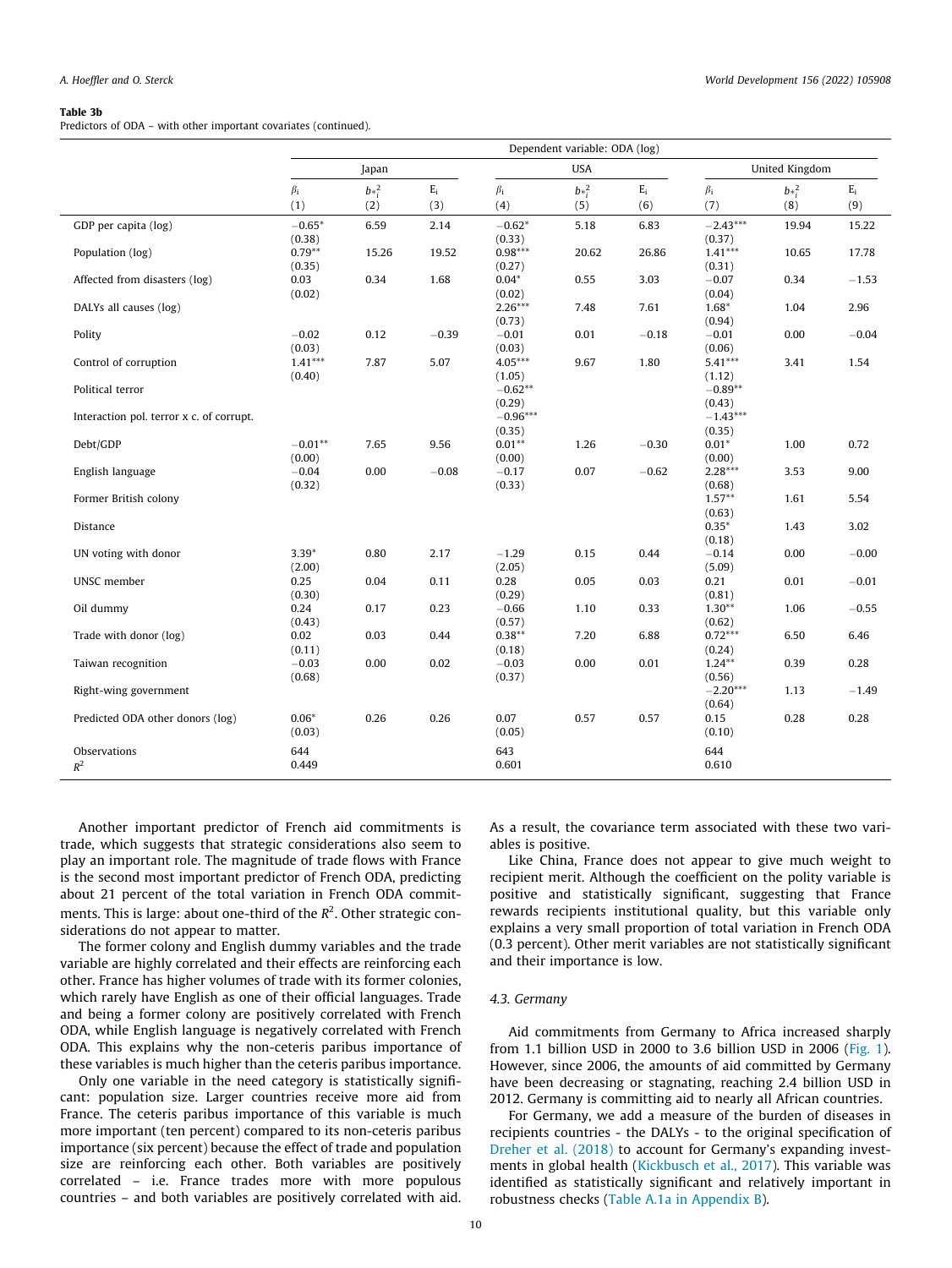**Table 3b**
Predictors of ODA – with other important covariates (continued).

| | Dependent variable: ODA (log) | | | | | | | | |
|---|---|---|---|---|---|---|---|---|---|
| | Japan | | | USA | | | United Kingdom | | |
| | $\beta_i$ (1) | $b_{*i}^2$ (2) | $E_i$ (3) | $\beta_i$ (4) | $b_{*i}^2$ (5) | $E_i$ (6) | $\beta_i$ (7) | $b_{*i}^2$ (8) | $E_i$ (9) |
| GDP per capita (log) | −0.65* (0.38) | 6.59 | 2.14 | −0.62* (0.33) | 5.18 | 6.83 | −2.43*** (0.37) | 19.94 | 15.22 |
| Population (log) | 0.79** (0.35) | 15.26 | 19.52 | 0.98*** (0.27) | 20.62 | 26.86 | 1.41*** (0.31) | 10.65 | 17.78 |
| Affected from disasters (log) | 0.03 (0.02) | 0.34 | 1.68 | 0.04* (0.02) | 0.55 | 3.03 | −0.07 (0.04) | 0.34 | −1.53 |
| DALYs all causes (log) | | | | 2.26*** (0.73) | 7.48 | 7.61 | 1.68* (0.94) | 1.04 | 2.96 |
| Polity | −0.02 (0.03) | 0.12 | −0.39 | −0.01 (0.03) | 0.01 | −0.18 | −0.01 (0.06) | 0.00 | −0.04 |
| Control of corruption | 1.41*** (0.40) | 7.87 | 5.07 | 4.05*** (1.05) | 9.67 | 1.80 | 5.41*** (1.12) | 3.41 | 1.54 |
| Political terror | | | | −0.62** (0.29) | | | −0.89** (0.43) | | |
| Interaction pol. terror x c. of corrupt. | | | | −0.96*** (0.35) | | | −1.43*** (0.35) | | |
| Debt/GDP | −0.01** (0.00) | 7.65 | 9.56 | 0.01** (0.00) | 1.26 | −0.30 | 0.01* (0.00) | 1.00 | 0.72 |
| English language | −0.04 (0.32) | 0.00 | −0.08 | −0.17 (0.33) | 0.07 | −0.62 | 2.28*** (0.68) | 3.53 | 9.00 |
| Former British colony | | | | | | | 1.57** (0.63) | 1.61 | 5.54 |
| Distance | | | | | | | 0.35* (0.18) | 1.43 | 3.02 |
| UN voting with donor | 3.39* (2.00) | 0.80 | 2.17 | −1.29 (2.05) | 0.15 | 0.44 | −0.14 (5.09) | 0.00 | −0.00 |
| UNSC member | 0.25 (0.30) | 0.04 | 0.11 | 0.28 (0.29) | 0.05 | 0.03 | 0.21 (0.81) | 0.01 | −0.01 |
| Oil dummy | 0.24 (0.43) | 0.17 | 0.23 | −0.66 (0.57) | 1.10 | 0.33 | 1.30** (0.62) | 1.06 | −0.55 |
| Trade with donor (log) | 0.02 (0.11) | 0.03 | 0.44 | 0.38** (0.18) | 7.20 | 6.88 | 0.72*** (0.24) | 6.50 | 6.46 |
| Taiwan recognition | −0.03 (0.68) | 0.00 | 0.02 | −0.03 (0.37) | 0.00 | 0.01 | 1.24** (0.56) | 0.39 | 0.28 |
| Right-wing government | | | | | | | −2.20*** (0.64) | 1.13 | −1.49 |
| Predicted ODA other donors (log) | 0.06* (0.03) | 0.26 | 0.26 | 0.07 (0.05) | 0.57 | 0.57 | 0.15 (0.10) | 0.28 | 0.28 |
| Observations | 644 | | | 643 | | | 644 | | |
| $R^2$ | 0.449 | | | 0.601 | | | 0.610 | | |

Another important predictor of French aid commitments is trade, which suggests that strategic considerations also seem to play an important role. The magnitude of trade flows with France is the second most important predictor of French ODA, predicting about 21 percent of the total variation in French ODA commitments. This is large: about one-third of the $R^2$. Other strategic considerations do not appear to matter.

The former colony and English dummy variables and the trade variable are highly correlated and their effects are reinforcing each other. France has higher volumes of trade with its former colonies, which rarely have English as one of their official languages. Trade and being a former colony are positively correlated with French ODA, while English language is negatively correlated with French ODA. This explains why the non-ceteris paribus importance of these variables is much higher than the ceteris paribus importance.

Only one variable in the need category is statistically significant: population size. Larger countries receive more aid from France. The ceteris paribus importance of this variable is much more important (ten percent) compared to its non-ceteris paribus importance (six percent) because the effect of trade and population size are reinforcing each other. Both variables are positively correlated – i.e. France trades more with more populous countries – and both variables are positively correlated with aid. As a result, the covariance term associated with these two variables is positive.

Like China, France does not appear to give much weight to recipient merit. Although the coefficient on the polity variable is positive and statistically significant, suggesting that France rewards recipients institutional quality, but this variable only explains a very small proportion of total variation in French ODA (0.3 percent). Other merit variables are not statistically significant and their importance is low.

### 4.3. Germany

Aid commitments from Germany to Africa increased sharply from 1.1 billion USD in 2000 to 3.6 billion USD in 2006 (Fig. 1). However, since 2006, the amounts of aid committed by Germany have been decreasing or stagnating, reaching 2.4 billion USD in 2012. Germany is committing aid to nearly all African countries.

For Germany, we add a measure of the burden of diseases in recipients countries - the DALYs - to the original specification of Dreher et al. (2018) to account for Germany's expanding investments in global health (Kickbusch et al., 2017). This variable was identified as statistically significant and relatively important in robustness checks (Table A.1a in Appendix B).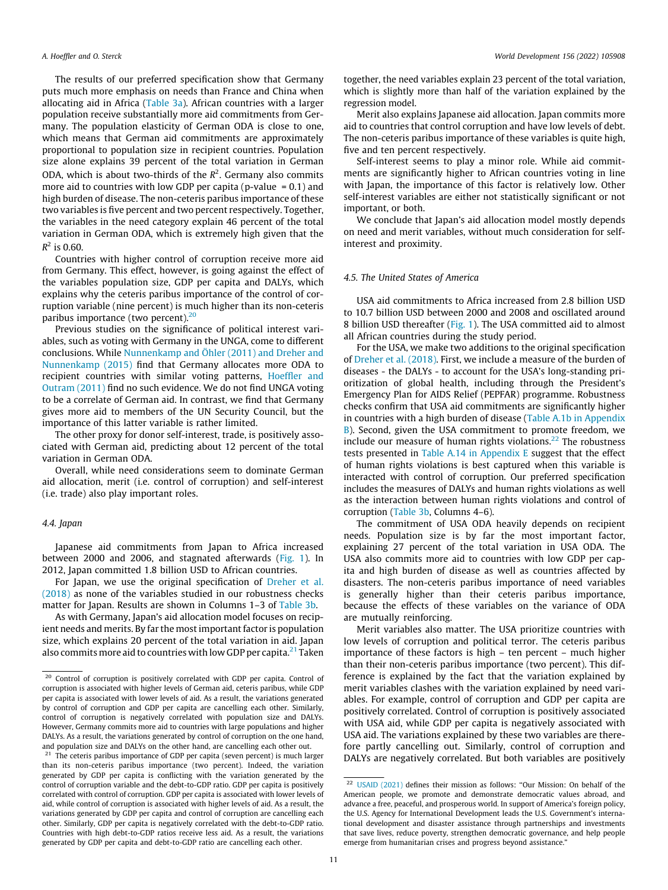The results of our preferred specification show that Germany puts much more emphasis on needs than France and China when allocating aid in Africa (Table 3a). African countries with a larger population receive substantially more aid commitments from Germany. The population elasticity of German ODA is close to one, which means that German aid commitments are approximately proportional to population size in recipient countries. Population size alone explains 39 percent of the total variation in German ODA, which is about two-thirds of the $R^2$. Germany also commits more aid to countries with low GDP per capita (p-value = 0.1) and high burden of disease. The non-ceteris paribus importance of these two variables is five percent and two percent respectively. Together, the variables in the need category explain 46 percent of the total variation in German ODA, which is extremely high given that the $R^2$ is 0.60.

Countries with higher control of corruption receive more aid from Germany. This effect, however, is going against the effect of the variables population size, GDP per capita and DALYs, which explains why the ceteris paribus importance of the control of corruption variable (nine percent) is much higher than its non-ceteris paribus importance (two percent).[20]

Previous studies on the significance of political interest variables, such as voting with Germany in the UNGA, come to different conclusions. While Nunnenkamp and Öhler (2011) and Dreher and Nunnenkamp (2015) find that Germany allocates more ODA to recipient countries with similar voting patterns, Hoeffler and Outram (2011) find no such evidence. We do not find UNGA voting to be a correlate of German aid. In contrast, we find that Germany gives more aid to members of the UN Security Council, but the importance of this latter variable is rather limited.

The other proxy for donor self-interest, trade, is positively associated with German aid, predicting about 12 percent of the total variation in German ODA.

Overall, while need considerations seem to dominate German aid allocation, merit (i.e. control of corruption) and self-interest (i.e. trade) also play important roles.

### 4.4. Japan

Japanese aid commitments from Japan to Africa increased between 2000 and 2006, and stagnated afterwards (Fig. 1). In 2012, Japan committed 1.8 billion USD to African countries.

For Japan, we use the original specification of Dreher et al. (2018) as none of the variables studied in our robustness checks matter for Japan. Results are shown in Columns 1–3 of Table 3b.

As with Germany, Japan's aid allocation model focuses on recipient needs and merits. By far the most important factor is population size, which explains 20 percent of the total variation in aid. Japan also commits more aid to countries with low GDP per capita.[21] Taken together, the need variables explain 23 percent of the total variation, which is slightly more than half of the variation explained by the regression model.

Merit also explains Japanese aid allocation. Japan commits more aid to countries that control corruption and have low levels of debt. The non-ceteris paribus importance of these variables is quite high, five and ten percent respectively.

Self-interest seems to play a minor role. While aid commitments are significantly higher to African countries voting in line with Japan, the importance of this factor is relatively low. Other self-interest variables are either not statistically significant or not important, or both.

We conclude that Japan's aid allocation model mostly depends on need and merit variables, without much consideration for self-interest and proximity.

### 4.5. The United States of America

USA aid commitments to Africa increased from 2.8 billion USD to 10.7 billion USD between 2000 and 2008 and oscillated around 8 billion USD thereafter (Fig. 1). The USA committed aid to almost all African countries during the study period.

For the USA, we make two additions to the original specification of Dreher et al. (2018). First, we include a measure of the burden of diseases - the DALYs - to account for the USA's long-standing prioritization of global health, including through the President's Emergency Plan for AIDS Relief (PEPFAR) programme. Robustness checks confirm that USA aid commitments are significantly higher in countries with a high burden of disease (Table A.1b in Appendix B). Second, given the USA commitment to promote freedom, we include our measure of human rights violations.[22] The robustness tests presented in Table A.14 in Appendix E suggest that the effect of human rights violations is best captured when this variable is interacted with control of corruption. Our preferred specification includes the measures of DALYs and human rights violations as well as the interaction between human rights violations and control of corruption (Table 3b, Columns 4–6).

The commitment of USA ODA heavily depends on recipient needs. Population size is by far the most important factor, explaining 27 percent of the total variation in USA ODA. The USA also commits more aid to countries with low GDP per capita and high burden of disease as well as countries affected by disasters. The non-ceteris paribus importance of need variables is generally higher than their ceteris paribus importance, because the effects of these variables on the variance of ODA are mutually reinforcing.

Merit variables also matter. The USA prioritize countries with low levels of corruption and political terror. The ceteris paribus importance of these factors is high – ten percent – much higher than their non-ceteris paribus importance (two percent). This difference is explained by the fact that the variation explained by merit variables clashes with the variation explained by need variables. For example, control of corruption and GDP per capita are positively correlated. Control of corruption is positively associated with USA aid, while GDP per capita is negatively associated with USA aid. The variations explained by these two variables are therefore partly cancelling out. Similarly, control of corruption and DALYs are negatively correlated. But both variables are positively

---

[20] Control of corruption is positively correlated with GDP per capita. Control of corruption is associated with higher levels of German aid, ceteris paribus, while GDP per capita is associated with lower levels of aid. As a result, the variations generated by control of corruption and GDP per capita are cancelling each other. Similarly, control of corruption is negatively correlated with population size and DALYs. However, Germany commits more aid to countries with large populations and higher DALYs. As a result, the variations generated by control of corruption on the one hand, and population size and DALYs on the other hand, are cancelling each other out.

[21] The ceteris paribus importance of GDP per capita (seven percent) is much larger than its non-ceteris paribus importance (two percent). Indeed, the variation generated by GDP per capita is conflicting with the variation generated by the control of corruption variable and the debt-to-GDP ratio. GDP per capita is positively correlated with control of corruption. GDP per capita is associated with lower levels of aid, while control of corruption is associated with higher levels of aid. As a result, the variations generated by GDP per capita and control of corruption are cancelling each other. Similarly, GDP per capita is negatively correlated with the debt-to-GDP ratio. Countries with high debt-to-GDP ratios receive less aid. As a result, the variations generated by GDP per capita and debt-to-GDP ratio are cancelling each other.

[22] USAID (2021) defines their mission as follows: "Our Mission: On behalf of the American people, we promote and demonstrate democratic values abroad, and advance a free, peaceful, and prosperous world. In support of America's foreign policy, the U.S. Agency for International Development leads the U.S. Government's international development and disaster assistance through partnerships and investments that save lives, reduce poverty, strengthen democratic governance, and help people emerge from humanitarian crises and progress beyond assistance."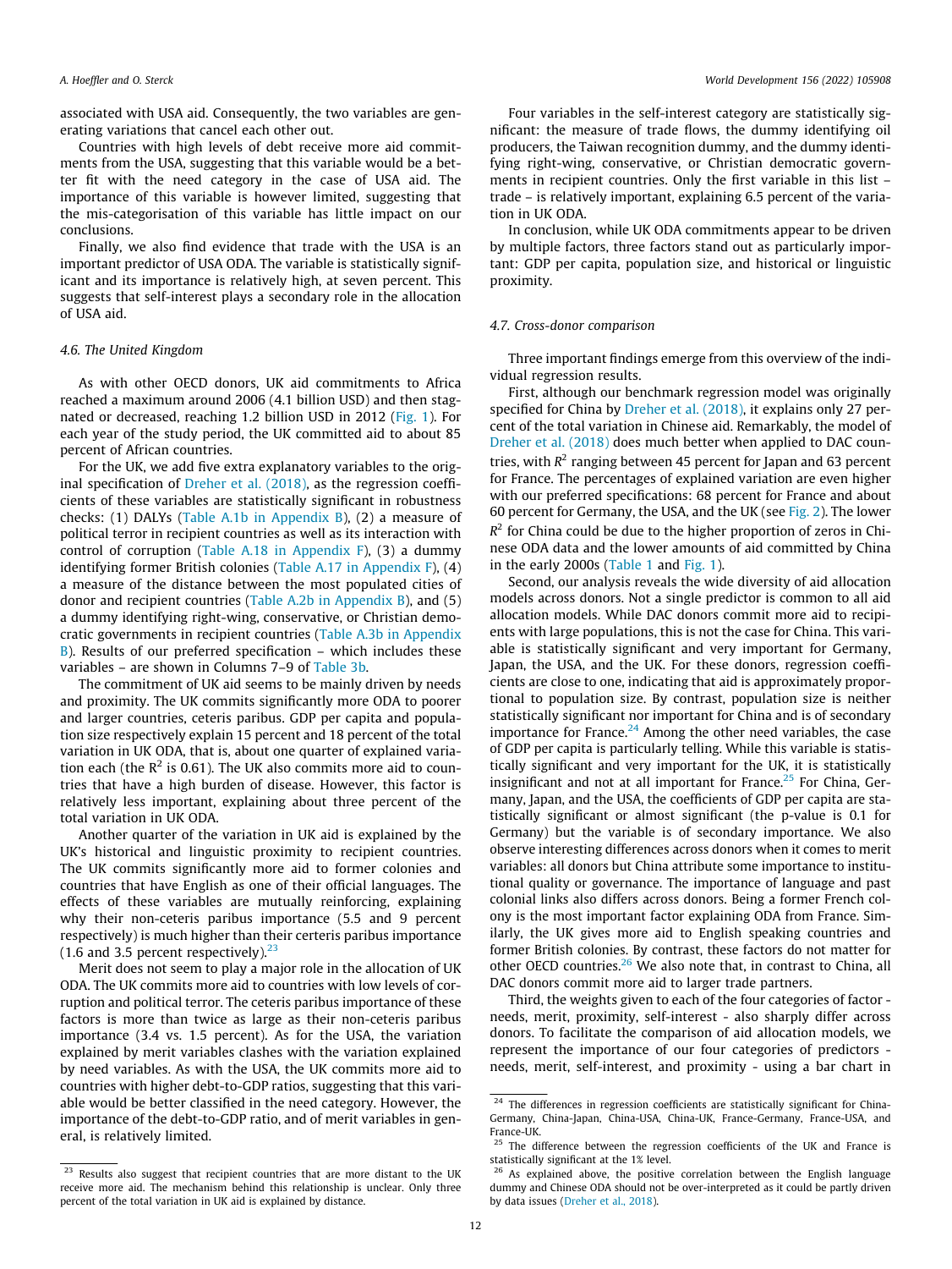associated with USA aid. Consequently, the two variables are generating variations that cancel each other out.

Countries with high levels of debt receive more aid commitments from the USA, suggesting that this variable would be a better fit with the need category in the case of USA aid. The importance of this variable is however limited, suggesting that the mis-categorisation of this variable has little impact on our conclusions.

Finally, we also find evidence that trade with the USA is an important predictor of USA ODA. The variable is statistically significant and its importance is relatively high, at seven percent. This suggests that self-interest plays a secondary role in the allocation of USA aid.

### 4.6. The United Kingdom

As with other OECD donors, UK aid commitments to Africa reached a maximum around 2006 (4.1 billion USD) and then stagnated or decreased, reaching 1.2 billion USD in 2012 (Fig. 1). For each year of the study period, the UK committed aid to about 85 percent of African countries.

For the UK, we add five extra explanatory variables to the original specification of Dreher et al. (2018), as the regression coefficients of these variables are statistically significant in robustness checks: (1) DALYs (Table A.1b in Appendix B), (2) a measure of political terror in recipient countries as well as its interaction with control of corruption (Table A.18 in Appendix F), (3) a dummy identifying former British colonies (Table A.17 in Appendix F), (4) a measure of the distance between the most populated cities of donor and recipient countries (Table A.2b in Appendix B), and (5) a dummy identifying right-wing, conservative, or Christian democratic governments in recipient countries (Table A.3b in Appendix B). Results of our preferred specification – which includes these variables – are shown in Columns 7–9 of Table 3b.

The commitment of UK aid seems to be mainly driven by needs and proximity. The UK commits significantly more ODA to poorer and larger countries, ceteris paribus. GDP per capita and population size respectively explain 15 percent and 18 percent of the total variation in UK ODA, that is, about one quarter of explained variation each (the $R^2$ is 0.61). The UK also commits more aid to countries that have a high burden of disease. However, this factor is relatively less important, explaining about three percent of the total variation in UK ODA.

Another quarter of the variation in UK aid is explained by the UK's historical and linguistic proximity to recipient countries. The UK commits significantly more aid to former colonies and countries that have English as one of their official languages. The effects of these variables are mutually reinforcing, explaining why their non-ceteris paribus importance (5.5 and 9 percent respectively) is much higher than their certeris paribus importance (1.6 and 3.5 percent respectively).[23]

Merit does not seem to play a major role in the allocation of UK ODA. The UK commits more aid to countries with low levels of corruption and political terror. The ceteris paribus importance of these factors is more than twice as large as their non-ceteris paribus importance (3.4 vs. 1.5 percent). As for the USA, the variation explained by merit variables clashes with the variation explained by need variables. As with the USA, the UK commits more aid to countries with higher debt-to-GDP ratios, suggesting that this variable would be better classified in the need category. However, the importance of the debt-to-GDP ratio, and of merit variables in general, is relatively limited.

Four variables in the self-interest category are statistically significant: the measure of trade flows, the dummy identifying oil producers, the Taiwan recognition dummy, and the dummy identifying right-wing, conservative, or Christian democratic governments in recipient countries. Only the first variable in this list – trade – is relatively important, explaining 6.5 percent of the variation in UK ODA.

In conclusion, while UK ODA commitments appear to be driven by multiple factors, three factors stand out as particularly important: GDP per capita, population size, and historical or linguistic proximity.

### 4.7. Cross-donor comparison

Three important findings emerge from this overview of the individual regression results.

First, although our benchmark regression model was originally specified for China by Dreher et al. (2018), it explains only 27 percent of the total variation in Chinese aid. Remarkably, the model of Dreher et al. (2018) does much better when applied to DAC countries, with $R^2$ ranging between 45 percent for Japan and 63 percent for France. The percentages of explained variation are even higher with our preferred specifications: 68 percent for France and about 60 percent for Germany, the USA, and the UK (see Fig. 2). The lower $R^2$ for China could be due to the higher proportion of zeros in Chinese ODA data and the lower amounts of aid committed by China in the early 2000s (Table 1 and Fig. 1).

Second, our analysis reveals the wide diversity of aid allocation models across donors. Not a single predictor is common to all aid allocation models. While DAC donors commit more aid to recipients with large populations, this is not the case for China. This variable is statistically significant and very important for Germany, Japan, the USA, and the UK. For these donors, regression coefficients are close to one, indicating that aid is approximately proportional to population size. By contrast, population size is neither statistically significant nor important for China and is of secondary importance for France.[24] Among the other need variables, the case of GDP per capita is particularly telling. While this variable is statistically significant and very important for the UK, it is statistically insignificant and not at all important for France.[25] For China, Germany, Japan, and the USA, the coefficients of GDP per capita are statistically significant or almost significant (the p-value is 0.1 for Germany) but the variable is of secondary importance. We also observe interesting differences across donors when it comes to merit variables: all donors but China attribute some importance to institutional quality or governance. The importance of language and past colonial links also differs across donors. Being a former French colony is the most important factor explaining ODA from France. Similarly, the UK gives more aid to English speaking countries and former British colonies. By contrast, these factors do not matter for other OECD countries.[26] We also note that, in contrast to China, all DAC donors commit more aid to larger trade partners.

Third, the weights given to each of the four categories of factor - needs, merit, proximity, self-interest - also sharply differ across donors. To facilitate the comparison of aid allocation models, we represent the importance of our four categories of predictors - needs, merit, self-interest, and proximity - using a bar chart in

---

[23] Results also suggest that recipient countries that are more distant to the UK receive more aid. The mechanism behind this relationship is unclear. Only three percent of the total variation in UK aid is explained by distance.

[24] The differences in regression coefficients are statistically significant for China-Germany, China-Japan, China-USA, China-UK, France-Germany, France-USA, and France-UK.

[25] The difference between the regression coefficients of the UK and France is statistically significant at the 1% level.

[26] As explained above, the positive correlation between the English language dummy and Chinese ODA should not be over-interpreted as it could be partly driven by data issues (Dreher et al., 2018).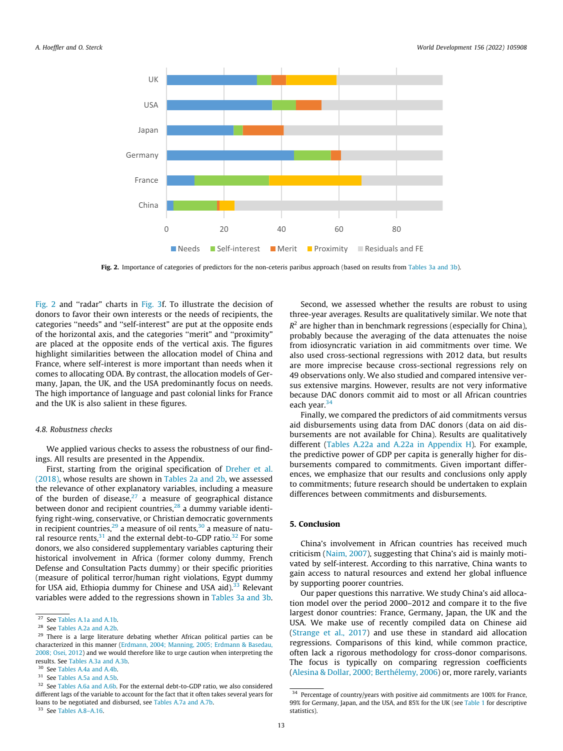Fig. 2. Importance of categories of predictors for the non-ceteris paribus approach (based on results from Tables 3a and 3b).

Fig. 2 and "radar" charts in Fig. 3f. To illustrate the decision of donors to favor their own interests or the needs of recipients, the categories "needs" and "self-interest" are put at the opposite ends of the horizontal axis, and the categories "merit" and "proximity" are placed at the opposite ends of the vertical axis. The figures highlight similarities between the allocation model of China and France, where self-interest is more important than needs when it comes to allocating ODA. By contrast, the allocation models of Germany, Japan, the UK, and the USA predominantly focus on needs. The high importance of language and past colonial links for France and the UK is also salient in these figures.

### 4.8. Robustness checks

We applied various checks to assess the robustness of our findings. All results are presented in the Appendix.

First, starting from the original specification of Dreher et al. (2018), whose results are shown in Tables 2a and 2b, we assessed the relevance of other explanatory variables, including a measure of the burden of disease,[27] a measure of geographical distance between donor and recipient countries,[28] a dummy variable identifying right-wing, conservative, or Christian democratic governments in recipient countries,[29] a measure of oil rents,[30] a measure of natural resource rents,[31] and the external debt-to-GDP ratio.[32] For some donors, we also considered supplementary variables capturing their historical involvement in Africa (former colony dummy, French Defense and Consultation Pacts dummy) or their specific priorities (measure of political terror/human right violations, Egypt dummy for USA aid, Ethiopia dummy for Chinese and USA aid).[33] Relevant variables were added to the regressions shown in Tables 3a and 3b.

Second, we assessed whether the results are robust to using three-year averages. Results are qualitatively similar. We note that $R^2$ are higher than in benchmark regressions (especially for China), probably because the averaging of the data attenuates the noise from idiosyncratic variation in aid commitments over time. We also used cross-sectional regressions with 2012 data, but results are more imprecise because cross-sectional regressions rely on 49 observations only. We also studied and compared intensive versus extensive margins. However, results are not very informative because DAC donors commit aid to most or all African countries each year.[34]

Finally, we compared the predictors of aid commitments versus aid disbursements using data from DAC donors (data on aid disbursements are not available for China). Results are qualitatively different (Tables A.22a and A.22a in Appendix H). For example, the predictive power of GDP per capita is generally higher for disbursements compared to commitments. Given important differences, we emphasize that our results and conclusions only apply to commitments; future research should be undertaken to explain differences between commitments and disbursements.

## 5. Conclusion

China's involvement in African countries has received much criticism (Naim, 2007), suggesting that China's aid is mainly motivated by self-interest. According to this narrative, China wants to gain access to natural resources and extend her global influence by supporting poorer countries.

Our paper questions this narrative. We study China's aid allocation model over the period 2000–2012 and compare it to the five largest donor countries: France, Germany, Japan, the UK and the USA. We make use of recently compiled data on Chinese aid (Strange et al., 2017) and use these in standard aid allocation regressions. Comparisons of this kind, while common practice, often lack a rigorous methodology for cross-donor comparisons. The focus is typically on comparing regression coefficients (Alesina & Dollar, 2000; Berthélemy, 2006) or, more rarely, variants

---

[27] See Tables A.1a and A.1b.

[28] See Tables A.2a and A.2b.

[29] There is a large literature debating whether African political parties can be characterized in this manner (Erdmann, 2004; Manning, 2005; Erdmann & Basedau, 2008; Osei, 2012) and we would therefore like to urge caution when interpreting the results. See Tables A.3a and A.3b.

[30] See Tables A.4a and A.4b.

[31] See Tables A.5a and A.5b.

[32] See Tables A.6a and A.6b. For the external debt-to-GDP ratio, we also considered different lags of the variable to account for the fact that it often takes several years for loans to be negotiated and disbursed, see Tables A.7a and A.7b.

[33] See Tables A.8–A.16.

[34] Percentage of country/years with positive aid commitments are 100% for France, 99% for Germany, Japan, and the USA, and 85% for the UK (see Table 1 for descriptive statistics).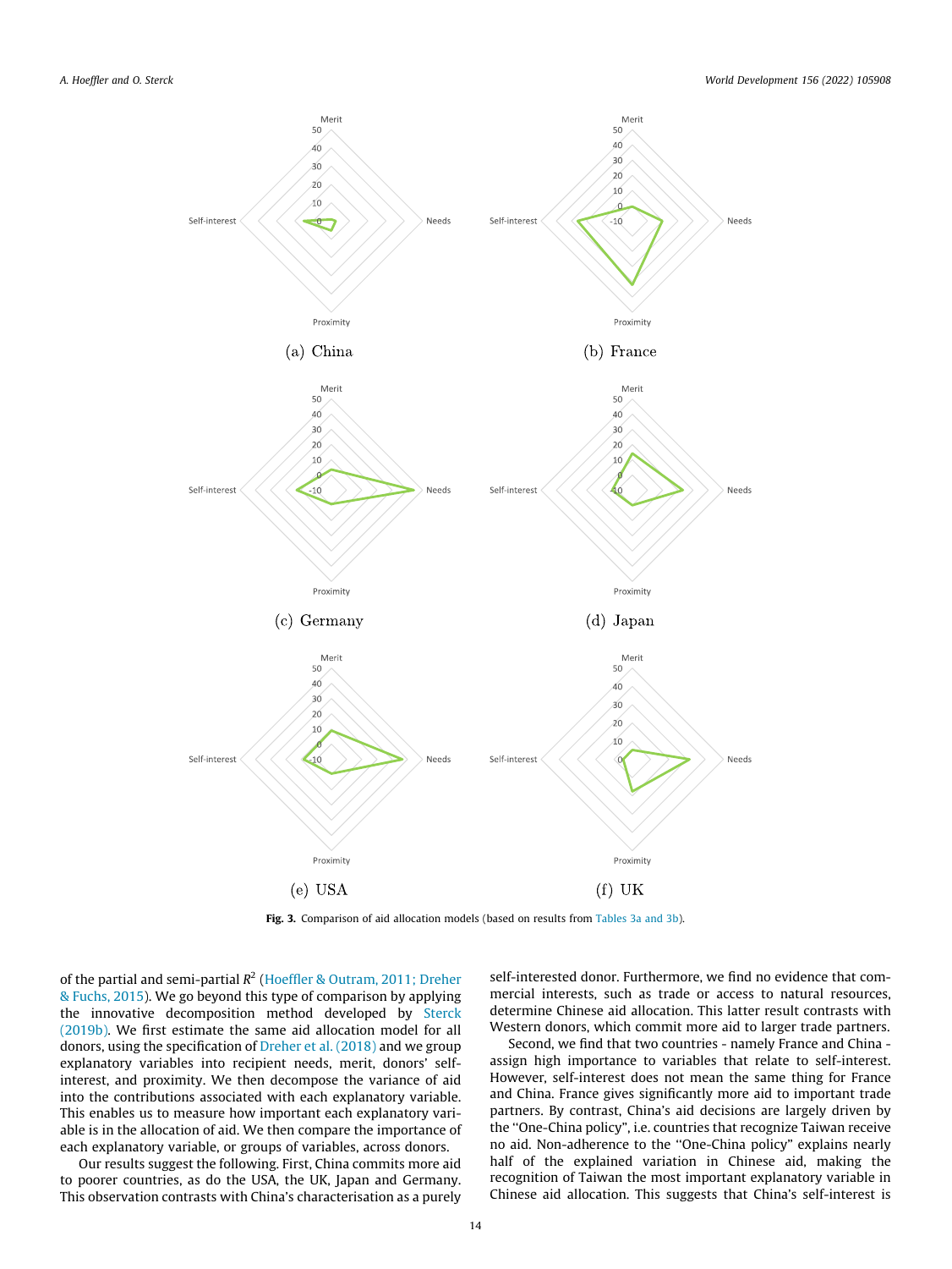Fig. 3. Comparison of aid allocation models (based on results from Tables 3a and 3b).

of the partial and semi-partial $R^2$ (Hoeffler & Outram, 2011; Dreher & Fuchs, 2015). We go beyond this type of comparison by applying the innovative decomposition method developed by Sterck (2019b). We first estimate the same aid allocation model for all donors, using the specification of Dreher et al. (2018) and we group explanatory variables into recipient needs, merit, donors' self-interest, and proximity. We then decompose the variance of aid into the contributions associated with each explanatory variable. This enables us to measure how important each explanatory variable is in the allocation of aid. We then compare the importance of each explanatory variable, or groups of variables, across donors.

Our results suggest the following. First, China commits more aid to poorer countries, as do the USA, the UK, Japan and Germany. This observation contrasts with China's characterisation as a purely self-interested donor. Furthermore, we find no evidence that commercial interests, such as trade or access to natural resources, determine Chinese aid allocation. This latter result contrasts with Western donors, which commit more aid to larger trade partners.

Second, we find that two countries - namely France and China - assign high importance to variables that relate to self-interest. However, self-interest does not mean the same thing for France and China. France gives significantly more aid to important trade partners. By contrast, China's aid decisions are largely driven by the "One-China policy", i.e. countries that recognize Taiwan receive no aid. Non-adherence to the "One-China policy" explains nearly half of the explained variation in Chinese aid, making the recognition of Taiwan the most important explanatory variable in Chinese aid allocation. This suggests that China's self-interest is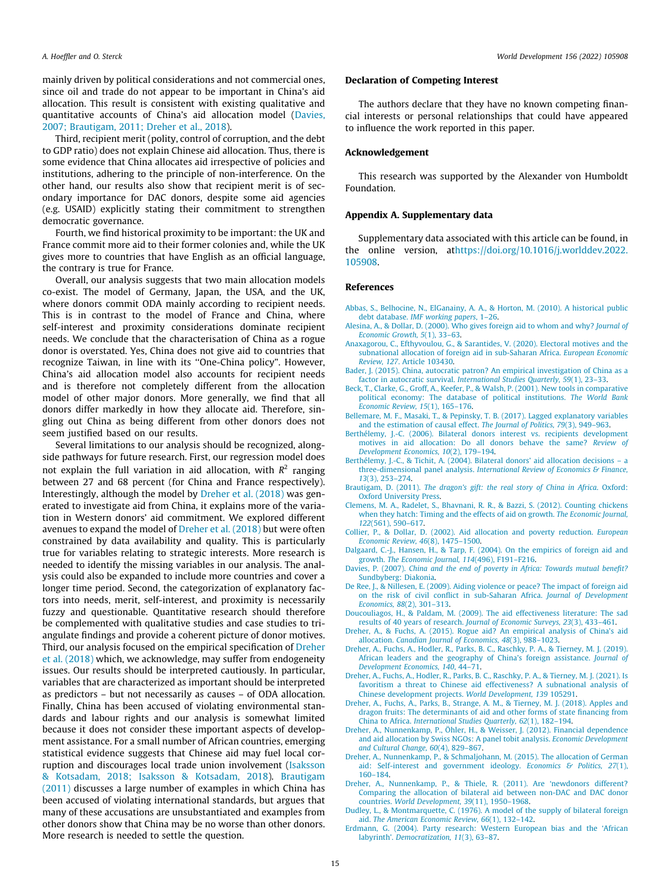mainly driven by political considerations and not commercial ones, since oil and trade do not appear to be important in China's aid allocation. This result is consistent with existing qualitative and quantitative accounts of China's aid allocation model (Davies, 2007; Brautigam, 2011; Dreher et al., 2018).

Third, recipient merit (polity, control of corruption, and the debt to GDP ratio) does not explain Chinese aid allocation. Thus, there is some evidence that China allocates aid irrespective of policies and institutions, adhering to the principle of non-interference. On the other hand, our results also show that recipient merit is of secondary importance for DAC donors, despite some aid agencies (e.g. USAID) explicitly stating their commitment to strengthen democratic governance.

Fourth, we find historical proximity to be important: the UK and France commit more aid to their former colonies and, while the UK gives more to countries that have English as an official language, the contrary is true for France.

Overall, our analysis suggests that two main allocation models co-exist. The model of Germany, Japan, the USA, and the UK, where donors commit ODA mainly according to recipient needs. This is in contrast to the model of France and China, where self-interest and proximity considerations dominate recipient needs. We conclude that the characterisation of China as a rogue donor is overstated. Yes, China does not give aid to countries that recognize Taiwan, in line with its "One-China policy". However, China's aid allocation model also accounts for recipient needs and is therefore not completely different from the allocation model of other major donors. More generally, we find that all donors differ markedly in how they allocate aid. Therefore, singling out China as being different from other donors does not seem justified based on our results.

Several limitations to our analysis should be recognized, alongside pathways for future research. First, our regression model does not explain the full variation in aid allocation, with $R^2$ ranging between 27 and 68 percent (for China and France respectively). Interestingly, although the model by Dreher et al. (2018) was generated to investigate aid from China, it explains more of the variation in Western donors' aid commitment. We explored different avenues to expand the model of Dreher et al. (2018) but were often constrained by data availability and quality. This is particularly true for variables relating to strategic interests. More research is needed to identify the missing variables in our analysis. The analysis could also be expanded to include more countries and cover a longer time period. Second, the categorization of explanatory factors into needs, merit, self-interest, and proximity is necessarily fuzzy and questionable. Quantitative research should therefore be complemented with qualitative studies and case studies to triangulate findings and provide a coherent picture of donor motives. Third, our analysis focused on the empirical specification of Dreher et al. (2018) which, we acknowledge, may suffer from endogeneity issues. Our results should be interpreted cautiously. In particular, variables that are characterized as important should be interpreted as predictors – but not necessarily as causes – of ODA allocation. Finally, China has been accused of violating environmental standards and labour rights and our analysis is somewhat limited because it does not consider these important aspects of development assistance. For a small number of African countries, emerging statistical evidence suggests that Chinese aid may fuel local corruption and discourages local trade union involvement (Isaksson & Kotsadam, 2018; Isaksson & Kotsadam, 2018). Brautigam (2011) discusses a large number of examples in which China has been accused of violating international standards, but argues that many of these accusations are unsubstantiated and examples from other donors show that China may be no worse than other donors. More research is needed to settle the question.

## Declaration of Competing Interest

The authors declare that they have no known competing financial interests or personal relationships that could have appeared to influence the work reported in this paper.

## Acknowledgement

This research was supported by the Alexander von Humboldt Foundation.

## Appendix A. Supplementary data

Supplementary data associated with this article can be found, in the online version, athttps://doi.org/10.1016/j.worlddev.2022.105908.

## References

Abbas, S., Belhocine, N., ElGanainy, A. A., & Horton, M. (2010). A historical public debt database. *IMF working papers*, 1–26.

Alesina, A., & Dollar, D. (2000). Who gives foreign aid to whom and why? *Journal of Economic Growth, 5*(1), 33–63.

Anaxagorou, C., Efthyvoulou, G., & Sarantides, V. (2020). Electoral motives and the subnational allocation of foreign aid in sub-Saharan Africa. *European Economic Review, 127*. Article 103430.

Bader, J. (2015). China, autocratic patron? An empirical investigation of China as a factor in autocratic survival. *International Studies Quarterly, 59*(1), 23–33.

Beck, T., Clarke, G., Groff, A., Keefer, P., & Walsh, P. (2001). New tools in comparative political economy: The database of political institutions. *The World Bank Economic Review, 15*(1), 165–176.

Bellemare, M. F., Masaki, T., & Pepinsky, T. B. (2017). Lagged explanatory variables and the estimation of causal effect. *The Journal of Politics, 79*(3), 949–963.

Berthélemy, J.-C. (2006). Bilateral donors interest vs. recipients development motives in aid allocation: Do all donors behave the same? *Review of Development Economics, 10*(2), 179–194.

Berthélemy, J.-C., & Tichit, A. (2004). Bilateral donors' aid allocation decisions – a three-dimensional panel analysis. *International Review of Economics & Finance, 13*(3), 253–274.

Brautigam, D. (2011). *The dragon's gift: the real story of China in Africa*. Oxford: Oxford University Press.

Clemens, M. A., Radelet, S., Bhavnani, R. R., & Bazzi, S. (2012). Counting chickens when they hatch: Timing and the effects of aid on growth. *The Economic Journal, 122*(561), 590–617.

Collier, P., & Dollar, D. (2002). Aid allocation and poverty reduction. *European Economic Review, 46*(8), 1475–1500.

Dalgaard, C.-J., Hansen, H., & Tarp, F. (2004). On the empirics of foreign aid and growth. *The Economic Journal, 114*(496), F191–F216.

Davies, P. (2007). *China and the end of poverty in Africa: Towards mutual benefit?* Sundbyberg: Diakonia.

De Ree, J., & Nillesen, E. (2009). Aiding violence or peace? The impact of foreign aid on the risk of civil conflict in sub-Saharan Africa. *Journal of Development Economics, 88*(2), 301–313.

Doucouliagos, H., & Paldam, M. (2009). The aid effectiveness literature: The sad results of 40 years of research. *Journal of Economic Surveys, 23*(3), 433–461.

Dreher, A., & Fuchs, A. (2015). Rogue aid? An empirical analysis of China's aid allocation. *Canadian Journal of Economics, 48*(3), 988–1023.

Dreher, A., Fuchs, A., Hodler, R., Parks, B. C., Raschky, P. A., & Tierney, M. J. (2019). African leaders and the geography of China's foreign assistance. *Journal of Development Economics, 140*, 44–71.

Dreher, A., Fuchs, A., Hodler, R., Parks, B. C., Raschky, P. A., & Tierney, M. J. (2021). Is favoritism a threat to Chinese aid effectiveness? A subnational analysis of Chinese development projects. *World Development, 139* 105291.

Dreher, A., Fuchs, A., Parks, B., Strange, A. M., & Tierney, M. J. (2018). Apples and dragon fruits: The determinants of aid and other forms of state financing from China to Africa. *International Studies Quarterly, 62*(1), 182–194.

Dreher, A., Nunnenkamp, P., Öhler, H., & Weisser, J. (2012). Financial dependence and aid allocation by Swiss NGOs: A panel tobit analysis. *Economic Development and Cultural Change, 60*(4), 829–867.

Dreher, A., Nunnenkamp, P., & Schmaljohann, M. (2015). The allocation of German aid: Self-interest and government ideology. *Economics & Politics, 27*(1), 160–184.

Dreher, A., Nunnenkamp, P., & Thiele, R. (2011). Are 'newdonors different? Comparing the allocation of bilateral aid between non-DAC and DAC donor countries. *World Development, 39*(11), 1950–1968.

Dudley, L., & Montmarquette, C. (1976). A model of the supply of bilateral foreign aid. *The American Economic Review, 66*(1), 132–142.

Erdmann, G. (2004). Party research: Western European bias and the 'African labyrinth'. *Democratization, 11*(3), 63–87.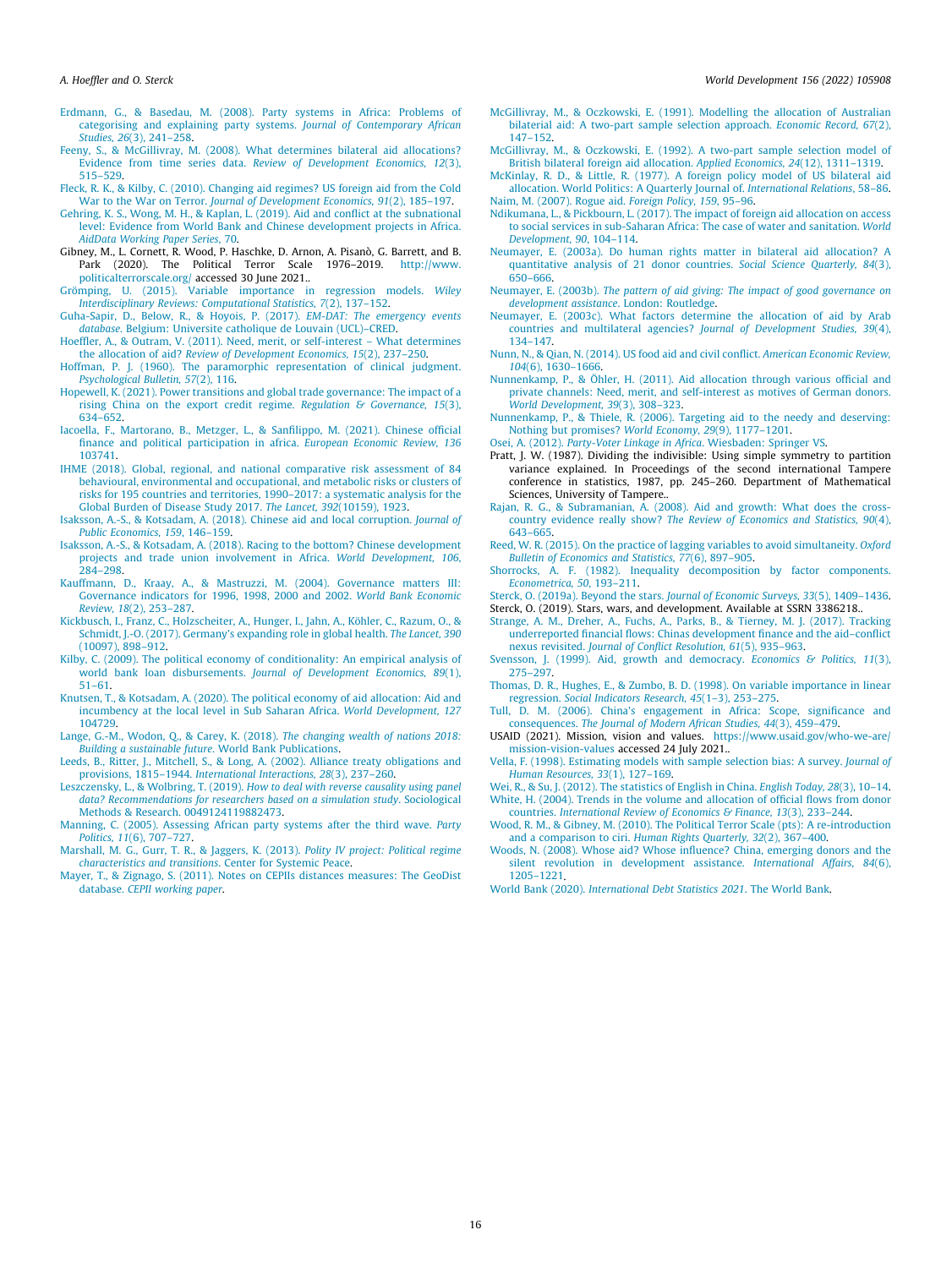Erdmann, G., & Basedau, M. (2008). Party systems in Africa: Problems of categorising and explaining party systems. *Journal of Contemporary African Studies, 26*(3), 241–258.

Feeny, S., & McGillivray, M. (2008). What determines bilateral aid allocations? Evidence from time series data. *Review of Development Economics, 12*(3), 515–529.

Fleck, R. K., & Kilby, C. (2010). Changing aid regimes? US foreign aid from the Cold War to the War on Terror. *Journal of Development Economics, 91*(2), 185–197.

Gehring, K. S., Wong, M. H., & Kaplan, L. (2019). Aid and conflict at the subnational level: Evidence from World Bank and Chinese development projects in Africa. *AidData Working Paper Series*, 70.

Gibney, M., L. Cornett, R. Wood, P. Haschke, D. Arnon, A. Pisanò, G. Barrett, and B. Park (2020). The Political Terror Scale 1976–2019. http://www.politicalterrorscale.org/ accessed 30 June 2021..

Grömping, U. (2015). Variable importance in regression models. *Wiley Interdisciplinary Reviews: Computational Statistics, 7*(2), 137–152.

Guha-Sapir, D., Below, R., & Hoyois, P. (2017). *EM-DAT: The emergency events database*. Belgium: Universite catholique de Louvain (UCL)–CRED.

Hoeffler, A., & Outram, V. (2011). Need, merit, or self-interest – What determines the allocation of aid? *Review of Development Economics, 15*(2), 237–250.

Hoffman, P. J. (1960). The paramorphic representation of clinical judgment. *Psychological Bulletin, 57*(2), 116.

Hopewell, K. (2021). Power transitions and global trade governance: The impact of a rising China on the export credit regime. *Regulation & Governance, 15*(3), 634–652.

Iacoella, F., Martorano, B., Metzger, L., & Sanfilippo, M. (2021). Chinese official finance and political participation in africa. *European Economic Review, 136* 103741.

IHME (2018). Global, regional, and national comparative risk assessment of 84 behavioural, environmental and occupational, and metabolic risks or clusters of risks for 195 countries and territories, 1990–2017: a systematic analysis for the Global Burden of Disease Study 2017. *The Lancet, 392*(10159), 1923.

Isaksson, A.-S., & Kotsadam, A. (2018). Chinese aid and local corruption. *Journal of Public Economics, 159*, 146–159.

Isaksson, A.-S., & Kotsadam, A. (2018). Racing to the bottom? Chinese development projects and trade union involvement in Africa. *World Development, 106*, 284–298.

Kauffmann, D., Kraay, A., & Mastruzzi, M. (2004). Governance matters III: Governance indicators for 1996, 1998, 2000 and 2002. *World Bank Economic Review, 18*(2), 253–287.

Kickbusch, I., Franz, C., Holzscheiter, A., Hunger, I., Jahn, A., Köhler, C., Razum, O., & Schmidt, J.-O. (2017). Germany's expanding role in global health. *The Lancet, 390* (10097), 898–912.

Kilby, C. (2009). The political economy of conditionality: An empirical analysis of world bank loan disbursements. *Journal of Development Economics, 89*(1), 51–61.

Knutsen, T., & Kotsadam, A. (2020). The political economy of aid allocation: Aid and incumbency at the local level in Sub Saharan Africa. *World Development, 127* 104729.

Lange, G.-M., Wodon, Q., & Carey, K. (2018). *The changing wealth of nations 2018: Building a sustainable future*. World Bank Publications.

Leeds, B., Ritter, J., Mitchell, S., & Long, A. (2002). Alliance treaty obligations and provisions, 1815–1944. *International Interactions, 28*(3), 237–260.

Leszczensky, L., & Wolbring, T. (2019). *How to deal with reverse causality using panel data? Recommendations for researchers based on a simulation study*. Sociological Methods & Research. 0049124119882473.

Manning, C. (2005). Assessing African party systems after the third wave. *Party Politics, 11*(6), 707–727.

Marshall, M. G., Gurr, T. R., & Jaggers, K. (2013). *Polity IV project: Political regime characteristics and transitions*. Center for Systemic Peace.

Mayer, T., & Zignago, S. (2011). Notes on CEPIIs distances measures: The GeoDist database. *CEPII working paper*.

McGillivray, M., & Oczkowski, E. (1991). Modelling the allocation of Australian bilateral aid: A two-part sample selection approach. *Economic Record, 67*(2), 147–152.

McGillivray, M., & Oczkowski, E. (1992). A two-part sample selection model of British bilateral foreign aid allocation. *Applied Economics, 24*(12), 1311–1319.

McKinlay, R. D., & Little, R. (1977). A foreign policy model of US bilateral aid allocation. World Politics: A Quarterly Journal of. *International Relations*, 58–86.

Naim, M. (2007). Rogue aid. *Foreign Policy, 159*, 95–96.

Ndikumana, L., & Pickbourn, L. (2017). The impact of foreign aid allocation on access to social services in sub-Saharan Africa: The case of water and sanitation. *World Development, 90*, 104–114.

Neumayer, E. (2003a). Do human rights matter in bilateral aid allocation? A quantitative analysis of 21 donor countries. *Social Science Quarterly, 84*(3), 650–666.

Neumayer, E. (2003b). *The pattern of aid giving: The impact of good governance on development assistance*. London: Routledge.

Neumayer, E. (2003c). What factors determine the allocation of aid by Arab countries and multilateral agencies? *Journal of Development Studies, 39*(4), 134–147.

Nunn, N., & Qian, N. (2014). US food aid and civil conflict. *American Economic Review, 104*(6), 1630–1666.

Nunnenkamp, P., & Öhler, H. (2011). Aid allocation through various official and private channels: Need, merit, and self-interest as motives of German donors. *World Development, 39*(3), 308–323.

Nunnenkamp, P., & Thiele, R. (2006). Targeting aid to the needy and deserving: Nothing but promises? *World Economy, 29*(9), 1177–1201.

Osei, A. (2012). *Party-Voter Linkage in Africa*. Wiesbaden: Springer VS.

Pratt, J. W. (1987). Dividing the indivisible: Using simple symmetry to partition variance explained. In Proceedings of the second international Tampere conference in statistics, 1987, pp. 245–260. Department of Mathematical Sciences, University of Tampere..

Rajan, R. G., & Subramanian, A. (2008). Aid and growth: What does the cross-country evidence really show? *The Review of Economics and Statistics, 90*(4), 643–665.

Reed, W. R. (2015). On the practice of lagging variables to avoid simultaneity. *Oxford Bulletin of Economics and Statistics, 77*(6), 897–905.

Shorrocks, A. F. (1982). Inequality decomposition by factor components. *Econometrica, 50*, 193–211.

Sterck, O. (2019a). Beyond the stars. *Journal of Economic Surveys, 33*(5), 1409–1436.

Sterck, O. (2019). Stars, wars, and development. Available at SSRN 3386218..

Strange, A. M., Dreher, A., Fuchs, A., Parks, B., & Tierney, M. J. (2017). Tracking underreported financial flows: Chinas development finance and the aid–conflict nexus revisited. *Journal of Conflict Resolution, 61*(5), 935–963.

Svensson, J. (1999). Aid, growth and democracy. *Economics & Politics, 11*(3), 275–297.

Thomas, D. R., Hughes, E., & Zumbo, B. D. (1998). On variable importance in linear regression. *Social Indicators Research, 45*(1–3), 253–275.

Tull, D. M. (2006). China's engagement in Africa: Scope, significance and consequences. *The Journal of Modern African Studies, 44*(3), 459–479.

USAID (2021). Mission, vision and values. https://www.usaid.gov/who-we-are/mission-vision-values accessed 24 July 2021..

Vella, F. (1998). Estimating models with sample selection bias: A survey. *Journal of Human Resources, 33*(1), 127–169.

Wei, R., & Su, J. (2012). The statistics of English in China. *English Today, 28*(3), 10–14.

White, H. (2004). Trends in the volume and allocation of official flows from donor countries. *International Review of Economics & Finance, 13*(3), 233–244.

Wood, R. M., & Gibney, M. (2010). The Political Terror Scale (pts): A re-introduction and a comparison to ciri. *Human Rights Quarterly, 32*(2), 367–400.

Woods, N. (2008). Whose aid? Whose influence? China, emerging donors and the silent revolution in development assistance. *International Affairs, 84*(6), 1205–1221.

World Bank (2020). *International Debt Statistics 2021*. The World Bank.